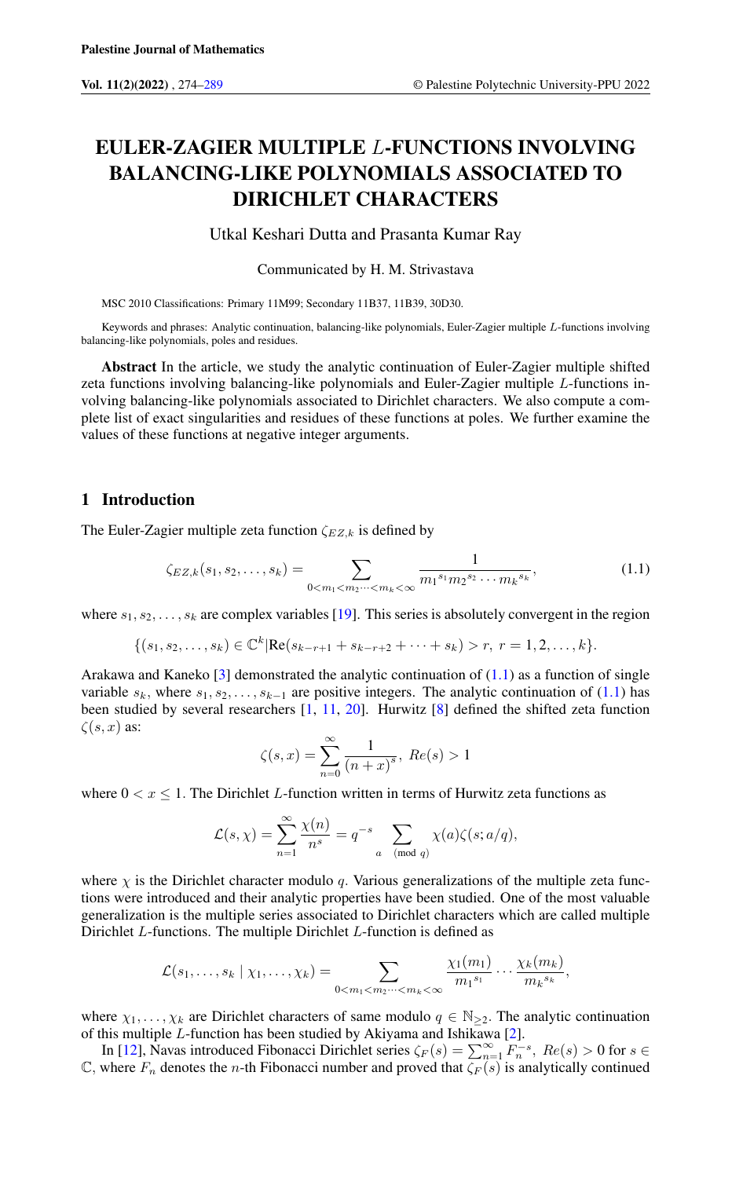# EULER-ZAGIER MULTIPLE $L$-FUNCTIONS INVOLVING BALANCING-LIKE POLYNOMIALS ASSOCIATED TO DIRICHLET CHARACTERS

Utkal Keshari Dutta and Prasanta Kumar Ray

Communicated by H. M. Srivastava

MSC 2010 Classifications: Primary 11M99; Secondary 11B37, 11B39, 30D30.

Keywords and phrases: Analytic continuation, balancing-like polynomials, Euler-Zagier multiple $L$-functions involving balancing-like polynomials, poles and residues.

**Abstract** In the article, we study the analytic continuation of Euler-Zagier multiple shifted zeta functions involving balancing-like polynomials and Euler-Zagier multiple $L$-functions involving balancing-like polynomials associated to Dirichlet characters. We also compute a complete list of exact singularities and residues of these functions at poles. We further examine the values of these functions at negative integer arguments.

## 1 Introduction

The Euler-Zagier multiple zeta function $\zeta_{EZ,k}$ is defined by

$$\zeta_{EZ,k}(s_1, s_2, \ldots, s_k) = \sum_{0<m_1<m_2\cdots<m_k<\infty} \frac{1}{{m_1}^{s_1}{m_2}^{s_2}\cdots{m_k}^{s_k}}, \tag{1.1}$$

where $s_1, s_2, \ldots, s_k$ are complex variables [19]. This series is absolutely convergent in the region

$$\{(s_1, s_2, \ldots, s_k) \in \mathbb{C}^k | \text{Re}(s_{k-r+1} + s_{k-r+2} + \cdots + s_k) > r,\ r = 1, 2, \ldots, k\}.$$

Arakawa and Kaneko [3] demonstrated the analytic continuation of (1.1) as a function of single variable $s_k$, where $s_1, s_2, \ldots, s_{k-1}$ are positive integers. The analytic continuation of (1.1) has been studied by several researchers [1, 11, 20]. Hurwitz [8] defined the shifted zeta function $\zeta(s, x)$ as:

$$\zeta(s, x) = \sum_{n=0}^{\infty} \frac{1}{(n+x)^s},\ Re(s) > 1$$

where $0 < x \leq 1$. The Dirichlet $L$-function written in terms of Hurwitz zeta functions as

$$\mathcal{L}(s, \chi) = \sum_{n=1}^{\infty} \frac{\chi(n)}{n^s} = q^{-s} \sum_{a \pmod q} \chi(a)\zeta(s; a/q),$$

where $\chi$ is the Dirichlet character modulo $q$. Various generalizations of the multiple zeta functions were introduced and their analytic properties have been studied. One of the most valuable generalization is the multiple series associated to Dirichlet characters which are called multiple Dirichlet $L$-functions. The multiple Dirichlet $L$-function is defined as

$$\mathcal{L}(s_1, \ldots, s_k \mid \chi_1, \ldots, \chi_k) = \sum_{0<m_1<m_2\cdots<m_k<\infty} \frac{\chi_1(m_1)}{{m_1}^{s_1}} \cdots \frac{\chi_k(m_k)}{{m_k}^{s_k}},$$

where $\chi_1, \ldots, \chi_k$ are Dirichlet characters of same modulo $q \in \mathbb{N}_{\geq 2}$. The analytic continuation of this multiple $L$-function has been studied by Akiyama and Ishikawa [2].

In [12], Navas introduced Fibonacci Dirichlet series $\zeta_F(s) = \sum_{n=1}^{\infty} F_n^{-s},\ Re(s) > 0$ for $s \in \mathbb{C}$, where $F_n$ denotes the $n$-th Fibonacci number and proved that $\zeta_F(s)$ is analytically continued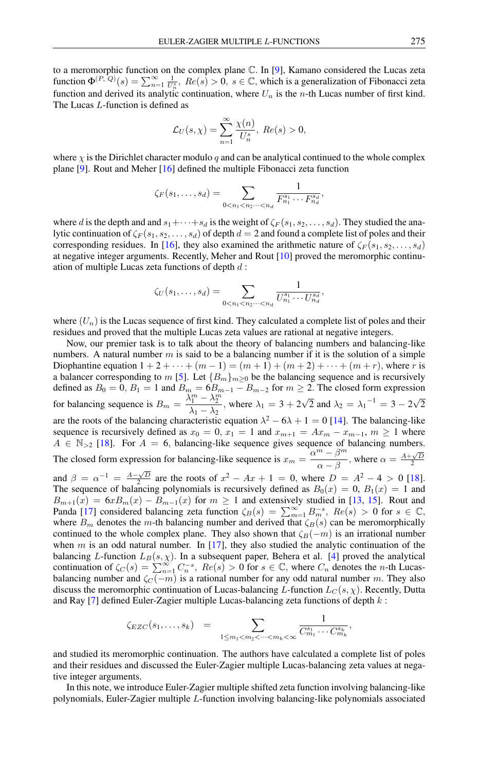to a meromorphic function on the complex plane $\mathbb{C}$. In [9], Kamano considered the Lucas zeta function $\Phi^{(P,\,Q)}(s) = \sum_{n=1}^{\infty} \frac{1}{U_n^s},\ Re(s) > 0,\ s \in \mathbb{C}$, which is a generalization of Fibonacci zeta function and derived its analytic continuation, where $U_n$ is the $n$-th Lucas number of first kind. The Lucas $L$-function is defined as

$$\mathcal{L}_U(s, \chi) = \sum_{n=1}^{\infty} \frac{\chi(n)}{U_n^s},\ Re(s) > 0,$$

where $\chi$ is the Dirichlet character modulo $q$ and can be analytical continued to the whole complex plane [9]. Rout and Meher [16] defined the multiple Fibonacci zeta function

$$\zeta_F(s_1, \ldots, s_d) = \sum_{0<n_1<n_2\cdots<n_d} \frac{1}{F_{n_1}^{s_1} \cdots F_{n_d}^{s_d}},$$

where $d$ is the depth and and $s_1+\cdots+s_d$ is the weight of $\zeta_F(s_1, s_2, \ldots, s_d)$. They studied the analytic continuation of $\zeta_F(s_1, s_2, \ldots, s_d)$ of depth $d = 2$ and found a complete list of poles and their corresponding residues. In [16], they also examined the arithmetic nature of $\zeta_F(s_1, s_2, \ldots, s_d)$ at negative integer arguments. Recently, Meher and Rout [10] proved the meromorphic continuation of multiple Lucas zeta functions of depth $d$ :

$$\zeta_U(s_1, \ldots, s_d) = \sum_{0<n_1<n_2\cdots<n_d} \frac{1}{U_{n_1}^{s_1} \cdots U_{n_d}^{s_d}},$$

where $(U_n)$ is the Lucas sequence of first kind. They calculated a complete list of poles and their residues and proved that the multiple Lucas zeta values are rational at negative integers.

Now, our premier task is to talk about the theory of balancing numbers and balancing-like numbers. A natural number $m$ is said to be a balancing number if it is the solution of a simple Diophantine equation $1 + 2 + \cdots + (m-1) = (m+1) + (m+2) + \cdots + (m+r)$, where $r$ is a balancer corresponding to $m$ [5]. Let $\{B_m\}_{m\geq 0}$ be the balancing sequence and is recursively defined as $B_0 = 0$, $B_1 = 1$ and $B_m = 6B_{m-1} - B_{m-2}$ for $m \geq 2$. The closed form expression for balancing sequence is $B_m = \dfrac{\lambda_1^m - \lambda_2^m}{\lambda_1 - \lambda_2}$, where $\lambda_1 = 3 + 2\sqrt{2}$ and $\lambda_2 = {\lambda_1}^{-1} = 3 - 2\sqrt{2}$ are the roots of the balancing characteristic equation $\lambda^2 - 6\lambda + 1 = 0$ [14]. The balancing-like sequence is recursively defined as $x_0 = 0$, $x_1 = 1$ and $x_{m+1} = Ax_m - x_{m-1}$, $m \geq 1$ where $A \in \mathbb{N}_{>2}$ [18]. For $A = 6$, balancing-like sequence gives sequence of balancing numbers. The closed form expression for balancing-like sequence is $x_m = \dfrac{\alpha^m - \beta^m}{\alpha - \beta}$, where $\alpha = \frac{A+\sqrt{D}}{2}$ and $\beta = \alpha^{-1} = \frac{A-\sqrt{D}}{2}$ are the roots of $x^2 - Ax + 1 = 0$, where $D = A^2 - 4 > 0$ [18]. The sequence of balancing polynomials is recursively defined as $B_0(x) = 0$, $B_1(x) = 1$ and $B_{m+1}(x) = 6xB_m(x) - B_{m-1}(x)$ for $m \geq 1$ and extensively studied in [13, 15]. Rout and Panda [17] considered balancing zeta function $\zeta_B(s) = \sum_{m=1}^{\infty} B_m^{-s},\ Re(s) > 0$ for $s \in \mathbb{C}$, where $B_m$ denotes the $m$-th balancing number and derived that $\zeta_B(s)$ can be meromorphically continued to the whole complex plane. They also shown that $\zeta_B(-m)$ is an irrational number when $m$ is an odd natural number. In [17], they also studied the analytic continuation of the balancing $L$-function $L_B(s, \chi)$. In a subsequent paper, Behera et al. [4] proved the analytical continuation of $\zeta_C(s) = \sum_{n=1}^{\infty} C_n^{-s},\ Re(s) > 0$ for $s \in \mathbb{C}$, where $C_n$ denotes the $n$-th Lucas-balancing number and $\zeta_C(-m)$ is a rational number for any odd natural number $m$. They also discuss the meromorphic continuation of Lucas-balancing $L$-function $L_C(s, \chi)$. Recently, Dutta and Ray [7] defined Euler-Zagier multiple Lucas-balancing zeta functions of depth $k$ :

$$\zeta_{EZC}(s_1, \ldots, s_k) \;\; = \sum_{1\leq m_1<m_2<\cdots<m_k<\infty} \frac{1}{C_{m_1}^{s_1} \cdots C_{m_k}^{s_k}},$$

and studied its meromorphic continuation. The authors have calculated a complete list of poles and their residues and discussed the Euler-Zagier multiple Lucas-balancing zeta values at negative integer arguments.

In this note, we introduce Euler-Zagier multiple shifted zeta function involving balancing-like polynomials, Euler-Zagier multiple $L$-function involving balancing-like polynomials associated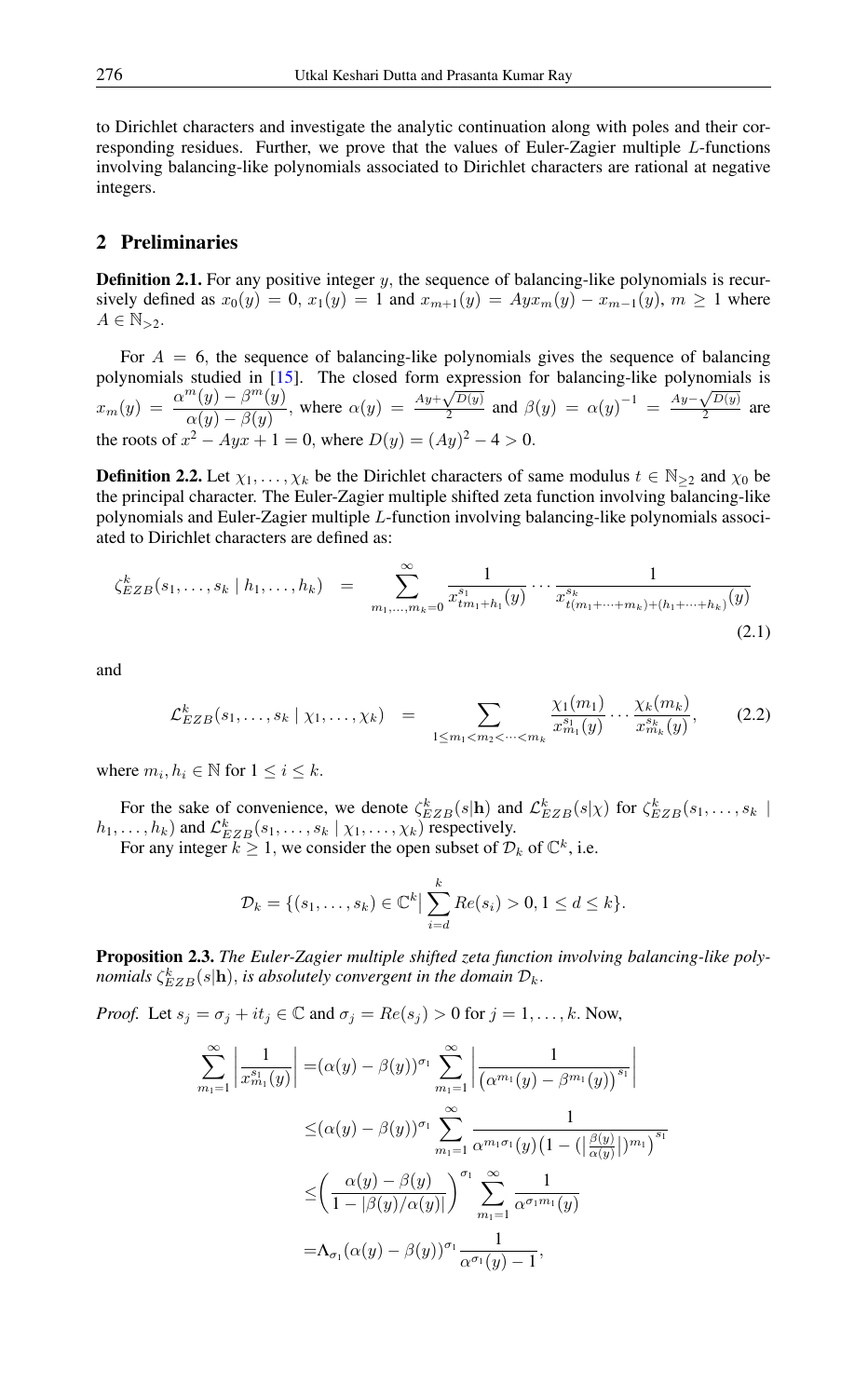to Dirichlet characters and investigate the analytic continuation along with poles and their corresponding residues. Further, we prove that the values of Euler-Zagier multiple $L$-functions involving balancing-like polynomials associated to Dirichlet characters are rational at negative integers.

## 2 Preliminaries

**Definition 2.1.** For any positive integer $y$, the sequence of balancing-like polynomials is recursively defined as $x_0(y) = 0$, $x_1(y) = 1$ and $x_{m+1}(y) = Ayx_m(y) - x_{m-1}(y)$, $m \geq 1$ where $A \in \mathbb{N}_{>2}$.

For $A = 6$, the sequence of balancing-like polynomials gives the sequence of balancing polynomials studied in [15]. The closed form expression for balancing-like polynomials is $x_m(y) = \dfrac{\alpha^m(y) - \beta^m(y)}{\alpha(y) - \beta(y)}$, where $\alpha(y) = \frac{Ay+\sqrt{D(y)}}{2}$ and $\beta(y) = \alpha(y)^{-1} = \frac{Ay-\sqrt{D(y)}}{2}$ are the roots of $x^2 - Ayx + 1 = 0$, where $D(y) = (Ay)^2 - 4 > 0$.

**Definition 2.2.** Let $\chi_1, \ldots, \chi_k$ be the Dirichlet characters of same modulus $t \in \mathbb{N}_{\geq 2}$ and $\chi_0$ be the principal character. The Euler-Zagier multiple shifted zeta function involving balancing-like polynomials and Euler-Zagier multiple $L$-function involving balancing-like polynomials associated to Dirichlet characters are defined as:

$$\zeta^k_{EZB}(s_1, \ldots, s_k \mid h_1, \ldots, h_k) \;=\; \sum_{m_1,\ldots,m_k=0}^{\infty} \frac{1}{x^{s_1}_{tm_1+h_1}(y)} \cdots \frac{1}{x^{s_k}_{t(m_1+\cdots+m_k)+(h_1+\cdots+h_k)}(y)} \tag{2.1}$$

and

$$\mathcal{L}^k_{EZB}(s_1, \ldots, s_k \mid \chi_1, \ldots, \chi_k) \;=\; \sum_{1 \leq m_1 < m_2 < \cdots < m_k} \frac{\chi_1(m_1)}{x^{s_1}_{m_1}(y)} \cdots \frac{\chi_k(m_k)}{x^{s_k}_{m_k}(y)}, \tag{2.2}$$

where $m_i, h_i \in \mathbb{N}$ for $1 \leq i \leq k$.

For the sake of convenience, we denote $\zeta^k_{EZB}(s|\mathbf{h})$ and $\mathcal{L}^k_{EZB}(s|\chi)$ for $\zeta^k_{EZB}(s_1, \ldots, s_k \mid h_1, \ldots, h_k)$ and $\mathcal{L}^k_{EZB}(s_1, \ldots, s_k \mid \chi_1, \ldots, \chi_k)$ respectively.

For any integer $k \geq 1$, we consider the open subset of $\mathcal{D}_k$ of $\mathbb{C}^k$, i.e.

$$\mathcal{D}_k = \{(s_1, \ldots, s_k) \in \mathbb{C}^k \big| \sum_{i=d}^{k} Re(s_i) > 0, 1 \leq d \leq k\}.$$

**Proposition 2.3.** *The Euler-Zagier multiple shifted zeta function involving balancing-like polynomials $\zeta^k_{EZB}(s|\mathbf{h})$, is absolutely convergent in the domain $\mathcal{D}_k$.*

*Proof.* Let $s_j = \sigma_j + it_j \in \mathbb{C}$ and $\sigma_j = Re(s_j) > 0$ for $j = 1, \ldots, k$. Now,

$$\begin{aligned}
\sum_{m_1=1}^{\infty} \left| \frac{1}{x^{s_1}_{m_1}(y)} \right| &= (\alpha(y) - \beta(y))^{\sigma_1} \sum_{m_1=1}^{\infty} \left| \frac{1}{\left(\alpha^{m_1}(y) - \beta^{m_1}(y)\right)^{s_1}} \right| \\
&\leq (\alpha(y) - \beta(y))^{\sigma_1} \sum_{m_1=1}^{\infty} \frac{1}{\alpha^{m_1\sigma_1}(y)\left(1 - (\left|\frac{\beta(y)}{\alpha(y)}\right|)^{m_1}\right)^{s_1}} \\
&\leq \left( \frac{\alpha(y) - \beta(y)}{1 - |\beta(y)/\alpha(y)|} \right)^{\sigma_1} \sum_{m_1=1}^{\infty} \frac{1}{\alpha^{\sigma_1 m_1}(y)} \\
&= \Lambda_{\sigma_1}(\alpha(y) - \beta(y))^{\sigma_1} \frac{1}{\alpha^{\sigma_1}(y) - 1},
\end{aligned}$$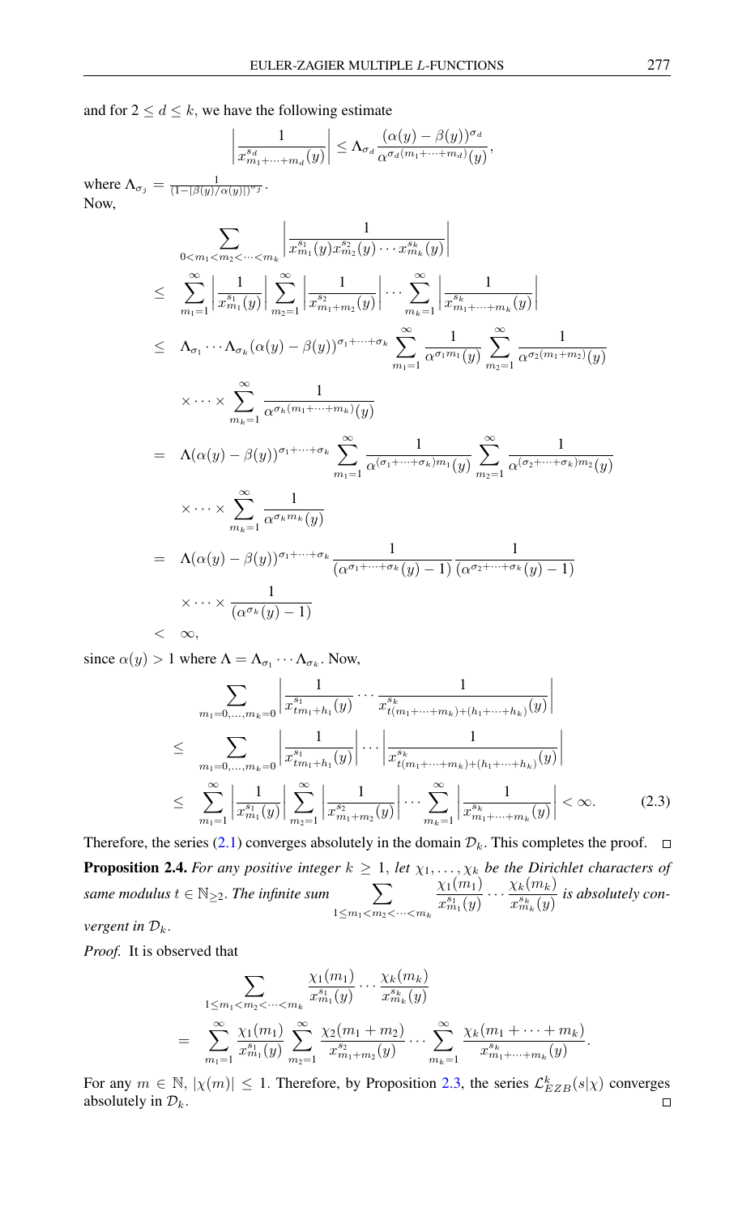and for $2 \leq d \leq k$, we have the following estimate

$$\left| \frac{1}{x^{s_d}_{m_1+\cdots+m_d}(y)} \right| \leq \Lambda_{\sigma_d} \frac{(\alpha(y)-\beta(y))^{\sigma_d}}{\alpha^{\sigma_d(m_1+\cdots+m_d)}(y)},$$

where $\Lambda_{\sigma_j} = \frac{1}{(1-|\beta(y)/\alpha(y)|)^{\sigma_j}}$.
Now,

$$\begin{aligned}
&\sum_{0<m_1<m_2<\cdots<m_k} \left| \frac{1}{x^{s_1}_{m_1}(y) x^{s_2}_{m_2}(y) \cdots x^{s_k}_{m_k}(y)} \right| \\
\leq \; & \sum_{m_1=1}^{\infty} \left| \frac{1}{x^{s_1}_{m_1}(y)} \right| \sum_{m_2=1}^{\infty} \left| \frac{1}{x^{s_2}_{m_1+m_2}(y)} \right| \cdots \sum_{m_k=1}^{\infty} \left| \frac{1}{x^{s_k}_{m_1+\cdots+m_k}(y)} \right| \\
\leq \; & \Lambda_{\sigma_1} \cdots \Lambda_{\sigma_k} (\alpha(y)-\beta(y))^{\sigma_1+\cdots+\sigma_k} \sum_{m_1=1}^{\infty} \frac{1}{\alpha^{\sigma_1 m_1}(y)} \sum_{m_2=1}^{\infty} \frac{1}{\alpha^{\sigma_2(m_1+m_2)}(y)} \\
& \times \cdots \times \sum_{m_k=1}^{\infty} \frac{1}{\alpha^{\sigma_k(m_1+\cdots+m_k)}(y)} \\
= \; & \Lambda(\alpha(y)-\beta(y))^{\sigma_1+\cdots+\sigma_k} \sum_{m_1=1}^{\infty} \frac{1}{\alpha^{(\sigma_1+\cdots+\sigma_k)m_1}(y)} \sum_{m_2=1}^{\infty} \frac{1}{\alpha^{(\sigma_2+\cdots+\sigma_k)m_2}(y)} \\
& \times \cdots \times \sum_{m_k=1}^{\infty} \frac{1}{\alpha^{\sigma_k m_k}(y)} \\
= \; & \Lambda(\alpha(y)-\beta(y))^{\sigma_1+\cdots+\sigma_k} \frac{1}{(\alpha^{\sigma_1+\cdots+\sigma_k}(y)-1)} \frac{1}{(\alpha^{\sigma_2+\cdots+\sigma_k}(y)-1)} \\
& \times \cdots \times \frac{1}{(\alpha^{\sigma_k}(y)-1)} \\
< \; & \infty,
\end{aligned}$$

since $\alpha(y) > 1$ where $\Lambda = \Lambda_{\sigma_1} \cdots \Lambda_{\sigma_k}$. Now,

$$\begin{aligned}
&\sum_{m_1=0,\ldots,m_k=0} \left| \frac{1}{x^{s_1}_{tm_1+h_1}(y)} \cdots \frac{1}{x^{s_k}_{t(m_1+\cdots+m_k)+(h_1+\cdots+h_k)}(y)} \right| \\
\leq \; & \sum_{m_1=0,\ldots,m_k=0} \left| \frac{1}{x^{s_1}_{tm_1+h_1}(y)} \right| \cdots \left| \frac{1}{x^{s_k}_{t(m_1+\cdots+m_k)+(h_1+\cdots+h_k)}(y)} \right| \\
\leq \; & \sum_{m_1=1}^{\infty} \left| \frac{1}{x^{s_1}_{m_1}(y)} \right| \sum_{m_2=1}^{\infty} \left| \frac{1}{x^{s_2}_{m_1+m_2}(y)} \right| \cdots \sum_{m_k=1}^{\infty} \left| \frac{1}{x^{s_k}_{m_1+\cdots+m_k}(y)} \right| < \infty. \qquad (2.3)
\end{aligned}$$

Therefore, the series (2.1) converges absolutely in the domain $\mathcal{D}_k$. This completes the proof. □

**Proposition 2.4.** *For any positive integer $k \geq 1$, let $\chi_1, \ldots, \chi_k$ be the Dirichlet characters of same modulus $t \in \mathbb{N}_{\geq 2}$. The infinite sum* $\displaystyle\sum_{1 \leq m_1 < m_2 < \cdots < m_k} \frac{\chi_1(m_1)}{x^{s_1}_{m_1}(y)} \cdots \frac{\chi_k(m_k)}{x^{s_k}_{m_k}(y)}$ *is absolutely convergent in $\mathcal{D}_k$.*

*Proof.* It is observed that

$$\begin{aligned}
&\sum_{1 \leq m_1 < m_2 < \cdots < m_k} \frac{\chi_1(m_1)}{x^{s_1}_{m_1}(y)} \cdots \frac{\chi_k(m_k)}{x^{s_k}_{m_k}(y)} \\
= \; & \sum_{m_1=1}^{\infty} \frac{\chi_1(m_1)}{x^{s_1}_{m_1}(y)} \sum_{m_2=1}^{\infty} \frac{\chi_2(m_1+m_2)}{x^{s_2}_{m_1+m_2}(y)} \cdots \sum_{m_k=1}^{\infty} \frac{\chi_k(m_1+\cdots+m_k)}{x^{s_k}_{m_1+\cdots+m_k}(y)}.
\end{aligned}$$

For any $m \in \mathbb{N}$, $|\chi(m)| \leq 1$. Therefore, by Proposition 2.3, the series $\mathcal{L}^k_{EZB}(s|\chi)$ converges absolutely in $\mathcal{D}_k$. □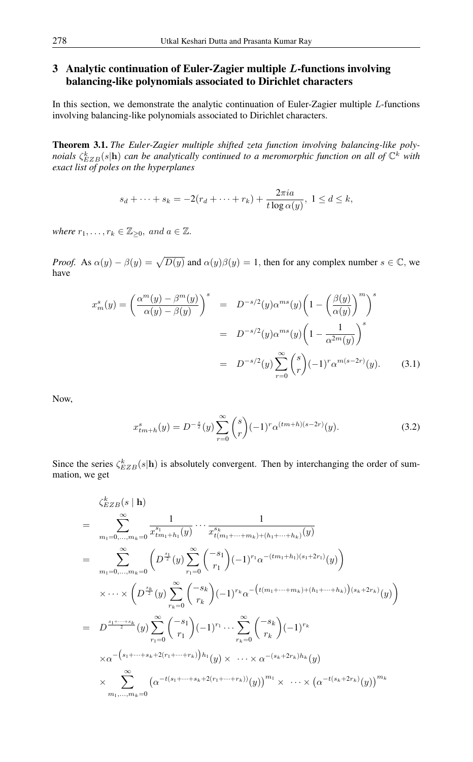## 3 Analytic continuation of Euler-Zagier multiple $L$-functions involving balancing-like polynomials associated to Dirichlet characters

In this section, we demonstrate the analytic continuation of Euler-Zagier multiple $L$-functions involving balancing-like polynomials associated to Dirichlet characters.

**Theorem 3.1.** *The Euler-Zagier multiple shifted zeta function involving balancing-like polynoials $\zeta_{EZB}^{k}(s|\mathbf{h})$ can be analytically continued to a meromorphic function on all of $\mathbb{C}^k$ with exact list of poles on the hyperplanes*

$$s_d + \cdots + s_k = -2(r_d + \cdots + r_k) + \frac{2\pi i a}{t \log \alpha(y)},\ 1 \le d \le k,$$

*where $r_1, \ldots, r_k \in \mathbb{Z}_{\ge 0},$ and $a \in \mathbb{Z}$.*

*Proof.* As $\alpha(y) - \beta(y) = \sqrt{D(y)}$ and $\alpha(y)\beta(y) = 1$, then for any complex number $s \in \mathbb{C}$, we have

$$\begin{aligned} x_m^s(y) = \left(\frac{\alpha^m(y) - \beta^m(y)}{\alpha(y) - \beta(y)}\right)^s &= D^{-s/2}(y)\alpha^{ms}(y)\left(1 - \left(\frac{\beta(y)}{\alpha(y)}\right)^m\right)^s \\ &= D^{-s/2}(y)\alpha^{ms}(y)\left(1 - \frac{1}{\alpha^{2m}(y)}\right)^s \\ &= D^{-s/2}(y)\sum_{r=0}^{\infty}\binom{s}{r}(-1)^r \alpha^{m(s-2r)}(y). \qquad (3.1) \end{aligned}$$

Now,

$$x_{tm+h}^s(y) = D^{-\frac{s}{2}}(y)\sum_{r=0}^{\infty}\binom{s}{r}(-1)^r \alpha^{(tm+h)(s-2r)}(y). \qquad (3.2)$$

Since the series $\zeta_{EZB}^k(s|\mathbf{h})$ is absolutely convergent. Then by interchanging the order of summation, we get

$$\begin{aligned} &\zeta_{EZB}^k(s \mid \mathbf{h}) \\ =\ & \sum_{m_1=0,\ldots,m_k=0}^{\infty} \frac{1}{x_{tm_1+h_1}^{s_1}(y)} \cdots \frac{1}{x_{t(m_1+\cdots+m_k)+(h_1+\cdots+h_k)}^{s_k}(y)} \\ =\ & \sum_{m_1=0,\ldots,m_k=0}^{\infty} \left(D^{\frac{s_1}{2}}(y)\sum_{r_1=0}^{\infty}\binom{-s_1}{r_1}(-1)^{r_1}\alpha^{-(tm_1+h_1)(s_1+2r_1)}(y)\right) \\ & \times \cdots \times \left(D^{\frac{s_k}{2}}(y)\sum_{r_k=0}^{\infty}\binom{-s_k}{r_k}(-1)^{r_k}\alpha^{-\left(t(m_1+\cdots+m_k)+(h_1+\cdots+h_k)\right)(s_k+2r_k)}(y)\right) \\ =\ & D^{\frac{s_1+\cdots+s_k}{2}}(y)\sum_{r_1=0}^{\infty}\binom{-s_1}{r_1}(-1)^{r_1}\cdots\sum_{r_k=0}^{\infty}\binom{-s_k}{r_k}(-1)^{r_k} \\ & \times \alpha^{-\left(s_1+\cdots+s_k+2(r_1+\cdots+r_k)\right)h_1}(y) \times \ \cdots \times \alpha^{-(s_k+2r_k)h_k}(y) \\ & \times \sum_{m_1,\ldots,m_k=0}^{\infty} \left(\alpha^{-t(s_1+\cdots+s_k+2(r_1+\cdots+r_k))}(y)\right)^{m_1} \times \ \cdots \times \left(\alpha^{-t(s_k+2r_k)}(y)\right)^{m_k} \end{aligned}$$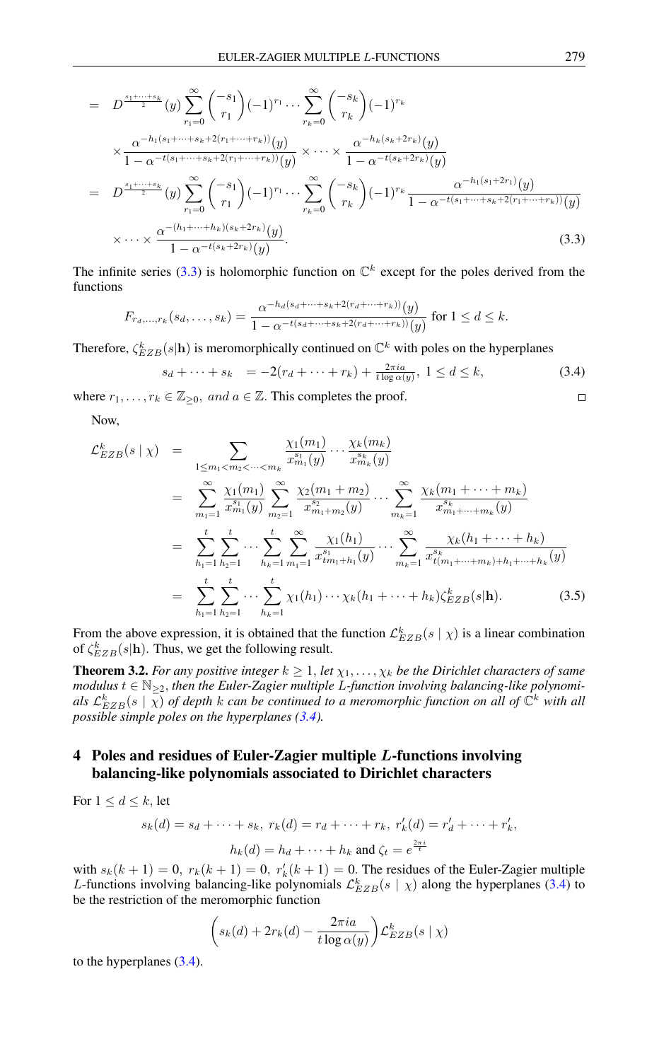$$
\begin{aligned}
&= D^{\frac{s_1+\cdots+s_k}{2}}(y)\sum_{r_1=0}^{\infty}\binom{-s_1}{r_1}(-1)^{r_1}\cdots\sum_{r_k=0}^{\infty}\binom{-s_k}{r_k}(-1)^{r_k}\\
&\quad\times\frac{\alpha^{-h_1(s_1+\cdots+s_k+2(r_1+\cdots+r_k))}(y)}{1-\alpha^{-t(s_1+\cdots+s_k+2(r_1+\cdots+r_k))}(y)}\times\cdots\times\frac{\alpha^{-h_k(s_k+2r_k)}(y)}{1-\alpha^{-t(s_k+2r_k)}(y)}\\
&= D^{\frac{s_1+\cdots+s_k}{2}}(y)\sum_{r_1=0}^{\infty}\binom{-s_1}{r_1}(-1)^{r_1}\cdots\sum_{r_k=0}^{\infty}\binom{-s_k}{r_k}(-1)^{r_k}\frac{\alpha^{-h_1(s_1+2r_1)}(y)}{1-\alpha^{-t(s_1+\cdots+s_k+2(r_1+\cdots+r_k))}(y)}\\
&\quad\times\cdots\times\frac{\alpha^{-(h_1+\cdots+h_k)(s_k+2r_k)}(y)}{1-\alpha^{-t(s_k+2r_k)}(y)}.
\end{aligned}
\tag{3.3}
$$

The infinite series (3.3) is holomorphic function on $\mathbb{C}^k$ except for the poles derived from the functions

$$
F_{r_d,\ldots,r_k}(s_d,\ldots,s_k)=\frac{\alpha^{-h_d(s_d+\cdots+s_k+2(r_d+\cdots+r_k))}(y)}{1-\alpha^{-t(s_d+\cdots+s_k+2(r_d+\cdots+r_k))}(y)}\text{ for }1\le d\le k.
$$

Therefore, $\zeta^k_{EZB}(s|\mathbf{h})$ is meromorphically continued on $\mathbb{C}^k$ with poles on the hyperplanes

$$
s_d+\cdots+s_k\ = -2(r_d+\cdots+r_k)+\tfrac{2\pi i a}{t\log\alpha(y)},\ 1\le d\le k,
\tag{3.4}
$$

where $r_1,\ldots,r_k\in\mathbb{Z}_{\ge 0},\ and\ a\in\mathbb{Z}$. This completes the proof. ∎

Now,

$$
\begin{aligned}
\mathcal{L}^k_{EZB}(s\mid\chi) &= \sum_{1\le m_1<m_2<\cdots<m_k}\frac{\chi_1(m_1)}{x^{s_1}_{m_1}(y)}\cdots\frac{\chi_k(m_k)}{x^{s_k}_{m_k}(y)}\\
&= \sum_{m_1=1}^{\infty}\frac{\chi_1(m_1)}{x^{s_1}_{m_1}(y)}\sum_{m_2=1}^{\infty}\frac{\chi_2(m_1+m_2)}{x^{s_2}_{m_1+m_2}(y)}\cdots\sum_{m_k=1}^{\infty}\frac{\chi_k(m_1+\cdots+m_k)}{x^{s_k}_{m_1+\cdots+m_k}(y)}\\
&= \sum_{h_1=1}^{t}\sum_{h_2=1}^{t}\cdots\sum_{h_k=1}^{t}\sum_{m_1=1}^{\infty}\frac{\chi_1(h_1)}{x^{s_1}_{tm_1+h_1}(y)}\cdots\sum_{m_k=1}^{\infty}\frac{\chi_k(h_1+\cdots+h_k)}{x^{s_k}_{t(m_1+\cdots+m_k)+h_1+\cdots+h_k}(y)}\\
&= \sum_{h_1=1}^{t}\sum_{h_2=1}^{t}\cdots\sum_{h_k=1}^{t}\chi_1(h_1)\cdots\chi_k(h_1+\cdots+h_k)\zeta^k_{EZB}(s|\mathbf{h}).
\end{aligned}
\tag{3.5}
$$

From the above expression, it is obtained that the function $\mathcal{L}^k_{EZB}(s\mid\chi)$ is a linear combination of $\zeta^k_{EZB}(s|\mathbf{h})$. Thus, we get the following result.

**Theorem 3.2.** *For any positive integer $k\ge 1$, let $\chi_1,\ldots,\chi_k$ be the Dirichlet characters of same modulus $t\in\mathbb{N}_{\ge 2}$, then the Euler-Zagier multiple $L$-function involving balancing-like polynomials $\mathcal{L}^k_{EZB}(s\mid\chi)$ of depth $k$ can be continued to a meromorphic function on all of $\mathbb{C}^k$ with all possible simple poles on the hyperplanes (3.4).*

## 4 Poles and residues of Euler-Zagier multiple $L$-functions involving balancing-like polynomials associated to Dirichlet characters

For $1\le d\le k$, let

$$
s_k(d)=s_d+\cdots+s_k,\ r_k(d)=r_d+\cdots+r_k,\ r'_k(d)=r'_d+\cdots+r'_k,
$$

$$
h_k(d)=h_d+\cdots+h_k\text{ and }\zeta_t=e^{\frac{2\pi i}{t}}
$$

with $s_k(k+1)=0,\ r_k(k+1)=0,\ r'_k(k+1)=0$. The residues of the Euler-Zagier multiple $L$-functions involving balancing-like polynomials $\mathcal{L}^k_{EZB}(s\mid\chi)$ along the hyperplanes (3.4) to be the restriction of the meromorphic function

$$
\left(s_k(d)+2r_k(d)-\frac{2\pi i a}{t\log\alpha(y)}\right)\mathcal{L}^k_{EZB}(s\mid\chi)
$$

to the hyperplanes (3.4).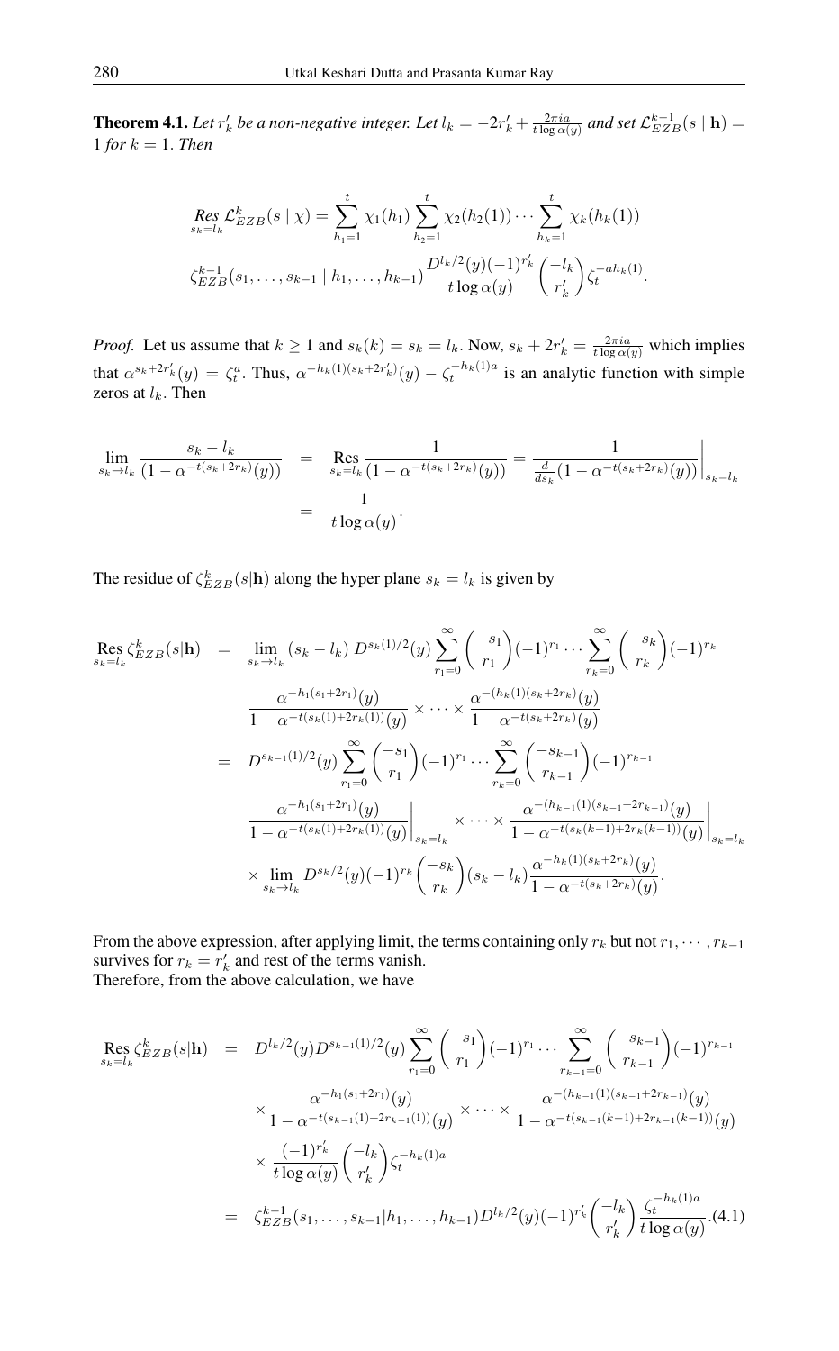**Theorem 4.1.** *Let $r'_k$ be a non-negative integer. Let $l_k = -2r'_k + \frac{2\pi i a}{t \log \alpha(y)}$ and set $\mathcal{L}_{EZB}^{k-1}(s \mid \mathbf{h}) = 1$ for $k = 1$. Then*

$$\underset{s_k = l_k}{Res}\, \mathcal{L}_{EZB}^{k}(s \mid \chi) = \sum_{h_1=1}^{t} \chi_1(h_1) \sum_{h_2=1}^{t} \chi_2(h_2(1)) \cdots \sum_{h_k=1}^{t} \chi_k(h_k(1))$$
$$\zeta_{EZB}^{k-1}(s_1, \ldots, s_{k-1} \mid h_1, \ldots, h_{k-1}) \frac{D^{l_k/2}(y)(-1)^{r'_k}}{t \log \alpha(y)} \binom{-l_k}{r'_k} \zeta_t^{-a h_k(1)}.$$

*Proof.* Let us assume that $k \geq 1$ and $s_k(k) = s_k = l_k$. Now, $s_k + 2r'_k = \frac{2\pi i a}{t \log \alpha(y)}$ which implies that $\alpha^{s_k + 2r'_k}(y) = \zeta_t^a$. Thus, $\alpha^{-h_k(1)(s_k + 2r'_k)}(y) - \zeta_t^{-h_k(1)a}$ is an analytic function with simple zeros at $l_k$. Then

$$\begin{aligned}
\lim_{s_k \to l_k} \frac{s_k - l_k}{(1 - \alpha^{-t(s_k + 2r_k)}(y))} &= \underset{s_k = l_k}{\text{Res}} \frac{1}{(1 - \alpha^{-t(s_k + 2r_k)}(y))} = \left.\frac{1}{\frac{d}{ds_k}(1 - \alpha^{-t(s_k + 2r_k)}(y))}\right|_{s_k = l_k} \\
&= \frac{1}{t \log \alpha(y)}.
\end{aligned}$$

The residue of $\zeta_{EZB}^k(s|\mathbf{h})$ along the hyper plane $s_k = l_k$ is given by

$$\begin{aligned}
\underset{s_k = l_k}{\text{Res}}\, \zeta_{EZB}^k(s|\mathbf{h}) &= \lim_{s_k \to l_k} (s_k - l_k)\, D^{s_k(1)/2}(y) \sum_{r_1=0}^{\infty} \binom{-s_1}{r_1} (-1)^{r_1} \cdots \sum_{r_k=0}^{\infty} \binom{-s_k}{r_k} (-1)^{r_k} \\
&\quad \frac{\alpha^{-h_1(s_1 + 2r_1)}(y)}{1 - \alpha^{-t(s_k(1) + 2r_k(1))}(y)} \times \cdots \times \frac{\alpha^{-(h_k(1)(s_k + 2r_k)}(y)}{1 - \alpha^{-t(s_k + 2r_k)}(y)} \\
&= D^{s_{k-1}(1)/2}(y) \sum_{r_1=0}^{\infty} \binom{-s_1}{r_1} (-1)^{r_1} \cdots \sum_{r_k=0}^{\infty} \binom{-s_{k-1}}{r_{k-1}} (-1)^{r_{k-1}} \\
&\quad \left.\frac{\alpha^{-h_1(s_1 + 2r_1)}(y)}{1 - \alpha^{-t(s_k(1) + 2r_k(1))}(y)}\right|_{s_k = l_k} \times \cdots \times \left.\frac{\alpha^{-(h_{k-1}(1)(s_{k-1} + 2r_{k-1})}(y)}{1 - \alpha^{-t(s_k(k-1) + 2r_k(k-1))}(y)}\right|_{s_k = l_k} \\
&\quad \times \lim_{s_k \to l_k} D^{s_k/2}(y)(-1)^{r_k} \binom{-s_k}{r_k} (s_k - l_k) \frac{\alpha^{-h_k(1)(s_k + 2r_k)}(y)}{1 - \alpha^{-t(s_k + 2r_k)}(y)}.
\end{aligned}$$

From the above expression, after applying limit, the terms containing only $r_k$ but not $r_1, \cdots, r_{k-1}$ survives for $r_k = r'_k$ and rest of the terms vanish.
Therefore, from the above calculation, we have

$$\begin{aligned}
\underset{s_k = l_k}{\text{Res}}\, \zeta_{EZB}^k(s|\mathbf{h}) &= D^{l_k/2}(y) D^{s_{k-1}(1)/2}(y) \sum_{r_1=0}^{\infty} \binom{-s_1}{r_1} (-1)^{r_1} \cdots \sum_{r_{k-1}=0}^{\infty} \binom{-s_{k-1}}{r_{k-1}} (-1)^{r_{k-1}} \\
&\quad \times \frac{\alpha^{-h_1(s_1 + 2r_1)}(y)}{1 - \alpha^{-t(s_{k-1}(1) + 2r_{k-1}(1))}(y)} \times \cdots \times \frac{\alpha^{-(h_{k-1}(1)(s_{k-1} + 2r_{k-1})}(y)}{1 - \alpha^{-t(s_{k-1}(k-1) + 2r_{k-1}(k-1))}(y)} \\
&\quad \times \frac{(-1)^{r'_k}}{t \log \alpha(y)} \binom{-l_k}{r'_k} \zeta_t^{-h_k(1)a} \\
&= \zeta_{EZB}^{k-1}(s_1, \ldots, s_{k-1}|h_1, \ldots, h_{k-1}) D^{l_k/2}(y) (-1)^{r'_k} \binom{-l_k}{r'_k} \frac{\zeta_t^{-h_k(1)a}}{t \log \alpha(y)}. \quad (4.1)
\end{aligned}$$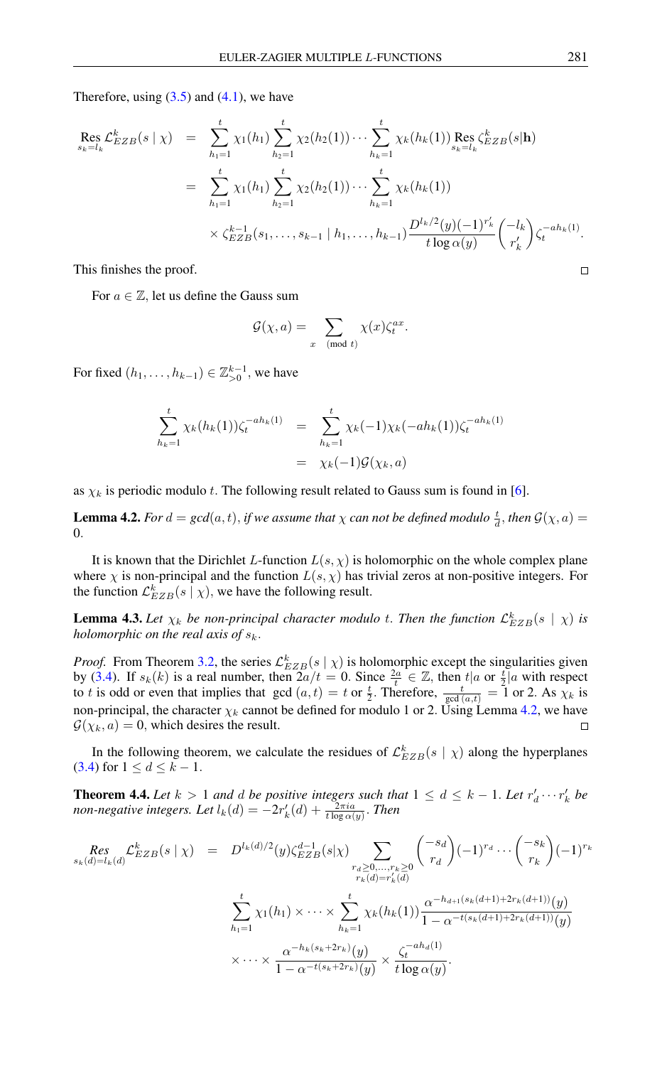Therefore, using (3.5) and (4.1), we have

$$
\begin{aligned}
\operatorname*{Res}_{s_k=l_k} \mathcal{L}^k_{EZB}(s \mid \chi) &= \sum_{h_1=1}^{t} \chi_1(h_1) \sum_{h_2=1}^{t} \chi_2(h_2(1)) \cdots \sum_{h_k=1}^{t} \chi_k(h_k(1)) \operatorname*{Res}_{s_k=l_k} \zeta^k_{EZB}(s|\mathbf{h}) \\
&= \sum_{h_1=1}^{t} \chi_1(h_1) \sum_{h_2=1}^{t} \chi_2(h_2(1)) \cdots \sum_{h_k=1}^{t} \chi_k(h_k(1)) \\
&\quad \times \zeta^{k-1}_{EZB}(s_1, \ldots, s_{k-1} \mid h_1, \ldots, h_{k-1}) \frac{D^{l_k/2}(y)(-1)^{r'_k}}{t \log \alpha(y)} \binom{-l_k}{r'_k} \zeta_t^{-ah_k(1)}.
\end{aligned}
$$

This finishes the proof. □

For $a \in \mathbb{Z}$, let us define the Gauss sum

$$
\mathcal{G}(\chi, a) = \sum_{x \pmod t} \chi(x) \zeta_t^{ax}.
$$

For fixed $(h_1, \ldots, h_{k-1}) \in \mathbb{Z}^{k-1}_{>0}$, we have

$$
\begin{aligned}
\sum_{h_k=1}^{t} \chi_k(h_k(1)) \zeta_t^{-ah_k(1)} &= \sum_{h_k=1}^{t} \chi_k(-1)\chi_k(-ah_k(1)) \zeta_t^{-ah_k(1)} \\
&= \chi_k(-1)\mathcal{G}(\chi_k, a)
\end{aligned}
$$

as $\chi_k$ is periodic modulo $t$. The following result related to Gauss sum is found in [6].

**Lemma 4.2.** *For $d = gcd(a, t)$, if we assume that $\chi$ can not be defined modulo $\frac{t}{d}$, then $\mathcal{G}(\chi, a) = 0$.*

It is known that the Dirichlet $L$-function $L(s, \chi)$ is holomorphic on the whole complex plane where $\chi$ is non-principal and the function $L(s, \chi)$ has trivial zeros at non-positive integers. For the function $\mathcal{L}^k_{EZB}(s \mid \chi)$, we have the following result.

**Lemma 4.3.** *Let $\chi_k$ be non-principal character modulo $t$. Then the function $\mathcal{L}^k_{EZB}(s \mid \chi)$ is holomorphic on the real axis of $s_k$.*

*Proof.* From Theorem 3.2, the series $\mathcal{L}^k_{EZB}(s \mid \chi)$ is holomorphic except the singularities given by (3.4). If $s_k(k)$ is a real number, then $2a/t = 0$. Since $\frac{2a}{t} \in \mathbb{Z}$, then $t|a$ or $\frac{t}{2}|a$ with respect to $t$ is odd or even that implies that $\gcd(a, t) = t$ or $\frac{t}{2}$. Therefore, $\frac{t}{\gcd(a,t)} = 1$ or 2. As $\chi_k$ is non-principal, the character $\chi_k$ cannot be defined for modulo 1 or 2. Using Lemma 4.2, we have $\mathcal{G}(\chi_k, a) = 0$, which desires the result. □

In the following theorem, we calculate the residues of $\mathcal{L}^k_{EZB}(s \mid \chi)$ along the hyperplanes (3.4) for $1 \leq d \leq k - 1$.

**Theorem 4.4.** *Let $k > 1$ and $d$ be positive integers such that $1 \leq d \leq k - 1$. Let $r'_d \cdots r'_k$ be non-negative integers. Let $l_k(d) = -2r'_k(d) + \frac{2\pi i a}{t \log \alpha(y)}$. Then*

$$
\begin{aligned}
\operatorname*{Res}_{s_k(d)=l_k(d)} \mathcal{L}^k_{EZB}(s \mid \chi) &= D^{l_k(d)/2}(y) \zeta^{d-1}_{EZB}(s|\chi) \sum_{\substack{r_d \geq 0, \ldots, r_k \geq 0 \\ r_k(d) = r'_k(d)}} \binom{-s_d}{r_d}(-1)^{r_d} \cdots \binom{-s_k}{r_k}(-1)^{r_k} \\
&\quad \sum_{h_1=1}^{t} \chi_1(h_1) \times \cdots \times \sum_{h_k=1}^{t} \chi_k(h_k(1)) \frac{\alpha^{-h_{d+1}(s_k(d+1)+2r_k(d+1))}(y)}{1 - \alpha^{-t(s_k(d+1)+2r_k(d+1))}(y)} \\
&\quad \times \cdots \times \frac{\alpha^{-h_k(s_k+2r_k)}(y)}{1 - \alpha^{-t(s_k+2r_k)}(y)} \times \frac{\zeta_t^{-ah_d(1)}}{t \log \alpha(y)}.
\end{aligned}
$$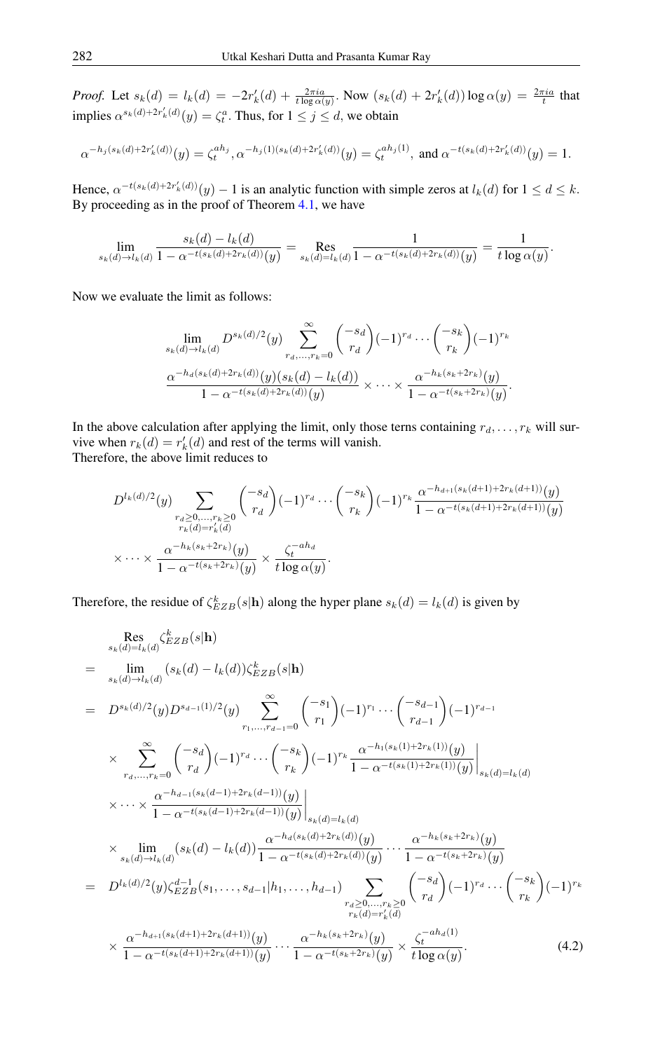*Proof.* Let $s_k(d) = l_k(d) = -2r'_k(d) + \frac{2\pi i a}{t \log \alpha(y)}$. Now $(s_k(d) + 2r'_k(d)) \log \alpha(y) = \frac{2\pi i a}{t}$ that implies $\alpha^{s_k(d)+2r'_k(d)}(y) = \zeta_t^a$. Thus, for $1 \le j \le d$, we obtain

$$\alpha^{-h_j(s_k(d)+2r'_k(d))}(y) = \zeta_t^{ah_j}, \alpha^{-h_j(1)(s_k(d)+2r'_k(d))}(y) = \zeta_t^{ah_j(1)}, \text{ and } \alpha^{-t(s_k(d)+2r'_k(d))}(y) = 1.$$

Hence, $\alpha^{-t(s_k(d)+2r'_k(d))}(y) - 1$ is an analytic function with simple zeros at $l_k(d)$ for $1 \le d \le k$. By proceeding as in the proof of Theorem 4.1, we have

$$\lim_{s_k(d)\to l_k(d)} \frac{s_k(d) - l_k(d)}{1 - \alpha^{-t(s_k(d)+2r_k(d))}(y)} = \operatorname*{Res}_{s_k(d)=l_k(d)} \frac{1}{1 - \alpha^{-t(s_k(d)+2r_k(d))}(y)} = \frac{1}{t \log \alpha(y)}.$$

Now we evaluate the limit as follows:

$$\lim_{s_k(d)\to l_k(d)} D^{s_k(d)/2}(y) \sum_{r_d,\ldots,r_k=0}^{\infty} \binom{-s_d}{r_d}(-1)^{r_d} \cdots \binom{-s_k}{r_k}(-1)^{r_k}$$
$$\frac{\alpha^{-h_d(s_k(d)+2r_k(d))}(y)(s_k(d) - l_k(d))}{1 - \alpha^{-t(s_k(d)+2r_k(d))}(y)} \times \cdots \times \frac{\alpha^{-h_k(s_k+2r_k)}(y)}{1 - \alpha^{-t(s_k+2r_k)}(y)}.$$

In the above calculation after applying the limit, only those terns containing $r_d, \ldots, r_k$ will survive when $r_k(d) = r'_k(d)$ and rest of the terms will vanish.
Therefore, the above limit reduces to

$$D^{l_k(d)/2}(y) \sum_{\substack{r_d \ge 0,\ldots,r_k \ge 0 \\ r_k(d)=r'_k(d)}} \binom{-s_d}{r_d}(-1)^{r_d} \cdots \binom{-s_k}{r_k}(-1)^{r_k} \frac{\alpha^{-h_{d+1}(s_k(d+1)+2r_k(d+1))}(y)}{1 - \alpha^{-t(s_k(d+1)+2r_k(d+1))}(y)}$$
$$\times \cdots \times \frac{\alpha^{-h_k(s_k+2r_k)}(y)}{1 - \alpha^{-t(s_k+2r_k)}(y)} \times \frac{\zeta_t^{-ah_d}}{t \log \alpha(y)}.$$

Therefore, the residue of $\zeta^k_{EZB}(s|\mathbf{h})$ along the hyper plane $s_k(d) = l_k(d)$ is given by

$$\begin{aligned}
&\operatorname*{Res}_{s_k(d)=l_k(d)} \zeta^k_{EZB}(s|\mathbf{h}) \\
=\ & \lim_{s_k(d)\to l_k(d)} (s_k(d) - l_k(d)) \zeta^k_{EZB}(s|\mathbf{h}) \\
=\ & D^{s_k(d)/2}(y) D^{s_{d-1}(1)/2}(y) \sum_{r_1,\ldots,r_{d-1}=0}^{\infty} \binom{-s_1}{r_1}(-1)^{r_1} \cdots \binom{-s_{d-1}}{r_{d-1}}(-1)^{r_{d-1}} \\
& \times \sum_{r_d,\ldots,r_k=0}^{\infty} \binom{-s_d}{r_d}(-1)^{r_d} \cdots \binom{-s_k}{r_k}(-1)^{r_k} \frac{\alpha^{-h_1(s_k(1)+2r_k(1))}(y)}{1 - \alpha^{-t(s_k(1)+2r_k(1))}(y)}\Bigg|_{s_k(d)=l_k(d)} \\
& \times \cdots \times \frac{\alpha^{-h_{d-1}(s_k(d-1)+2r_k(d-1))}(y)}{1 - \alpha^{-t(s_k(d-1)+2r_k(d-1))}(y)}\Bigg|_{s_k(d)=l_k(d)} \\
& \times \lim_{s_k(d)\to l_k(d)} (s_k(d) - l_k(d)) \frac{\alpha^{-h_d(s_k(d)+2r_k(d))}(y)}{1 - \alpha^{-t(s_k(d)+2r_k(d))}(y)} \cdots \frac{\alpha^{-h_k(s_k+2r_k)}(y)}{1 - \alpha^{-t(s_k+2r_k)}(y)} \\
=\ & D^{l_k(d)/2}(y) \zeta^{d-1}_{EZB}(s_1, \ldots, s_{d-1}|h_1, \ldots, h_{d-1}) \sum_{\substack{r_d \ge 0,\ldots,r_k \ge 0 \\ r_k(d)=r'_k(d)}} \binom{-s_d}{r_d}(-1)^{r_d} \cdots \binom{-s_k}{r_k}(-1)^{r_k} \\
& \times \frac{\alpha^{-h_{d+1}(s_k(d+1)+2r_k(d+1))}(y)}{1 - \alpha^{-t(s_k(d+1)+2r_k(d+1))}(y)} \cdots \frac{\alpha^{-h_k(s_k+2r_k)}(y)}{1 - \alpha^{-t(s_k+2r_k)}(y)} \times \frac{\zeta_t^{-ah_d(1)}}{t \log \alpha(y)}.
\end{aligned} \tag{4.2}$$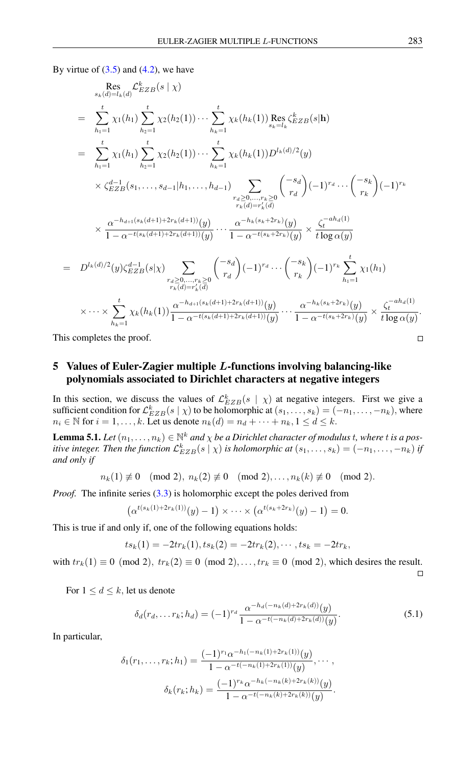By virtue of (3.5) and (4.2), we have

$$
\begin{aligned}
&\operatorname*{Res}_{s_k(d)=l_k(d)} \mathcal{L}^k_{EZB}(s \mid \chi) \\
&= \sum_{h_1=1}^{t} \chi_1(h_1) \sum_{h_2=1}^{t} \chi_2(h_2(1)) \cdots \sum_{h_k=1}^{t} \chi_k(h_k(1)) \operatorname*{Res}_{s_k=l_k} \zeta^k_{EZB}(s|\mathbf{h}) \\
&= \sum_{h_1=1}^{t} \chi_1(h_1) \sum_{h_2=1}^{t} \chi_2(h_2(1)) \cdots \sum_{h_k=1}^{t} \chi_k(h_k(1)) D^{l_k(d)/2}(y) \\
&\quad \times \zeta^{d-1}_{EZB}(s_1, \ldots, s_{d-1}|h_1, \ldots, h_{d-1}) \sum_{\substack{r_d \geq 0, \ldots, r_k \geq 0 \\ r_k(d)=r'_k(d)}} \binom{-s_d}{r_d} (-1)^{r_d} \cdots \binom{-s_k}{r_k} (-1)^{r_k} \\
&\quad \times \frac{\alpha^{-h_{d+1}(s_k(d+1)+2r_k(d+1))}(y)}{1-\alpha^{-t(s_k(d+1)+2r_k(d+1))}(y)} \cdots \frac{\alpha^{-h_k(s_k+2r_k)}(y)}{1-\alpha^{-t(s_k+2r_k)}(y)} \times \frac{\zeta_t^{-ah_d(1)}}{t \log \alpha(y)} \\
&= D^{l_k(d)/2}(y) \zeta^{d-1}_{EZB}(s|\chi) \sum_{\substack{r_d \geq 0, \ldots, r_k \geq 0 \\ r_k(d)=r'_k(d)}} \binom{-s_d}{r_d} (-1)^{r_d} \cdots \binom{-s_k}{r_k} (-1)^{r_k} \sum_{h_1=1}^{t} \chi_1(h_1) \\
&\quad \times \cdots \times \sum_{h_k=1}^{t} \chi_k(h_k(1)) \frac{\alpha^{-h_{d+1}(s_k(d+1)+2r_k(d+1))}(y)}{1-\alpha^{-t(s_k(d+1)+2r_k(d+1))}(y)} \cdots \frac{\alpha^{-h_k(s_k+2r_k)}(y)}{1-\alpha^{-t(s_k+2r_k)}(y)} \times \frac{\zeta_t^{-ah_d(1)}}{t \log \alpha(y)}.
\end{aligned}
$$

This completes the proof. ∎

## 5 Values of Euler-Zagier multiple $L$-functions involving balancing-like polynomials associated to Dirichlet characters at negative integers

In this section, we discuss the values of $\mathcal{L}^k_{EZB}(s \mid \chi)$ at negative integers. First we give a sufficient condition for $\mathcal{L}^k_{EZB}(s \mid \chi)$ to be holomorphic at $(s_1, \ldots, s_k) = (-n_1, \ldots, -n_k)$, where $n_i \in \mathbb{N}$ for $i = 1, \ldots, k$. Let us denote $n_k(d) = n_d + \cdots + n_k$, $1 \leq d \leq k$.

**Lemma 5.1.** *Let $(n_1, \ldots, n_k) \in \mathbb{N}^k$ and $\chi$ be a Dirichlet character of modulus $t$, where $t$ is a positive integer. Then the function $\mathcal{L}^k_{EZB}(s \mid \chi)$ is holomorphic at $(s_1, \ldots, s_k) = (-n_1, \ldots, -n_k)$ if and only if*

$$n_k(1) \not\equiv 0 \pmod 2,\ n_k(2) \not\equiv 0 \pmod 2, \ldots, n_k(k) \not\equiv 0 \pmod 2.$$

*Proof.* The infinite series (3.3) is holomorphic except the poles derived from

$$\left(\alpha^{t(s_k(1)+2r_k(1))}(y) - 1\right) \times \cdots \times \left(\alpha^{t(s_k+2r_k)}(y) - 1\right) = 0.$$

This is true if and only if, one of the following equations holds:

$$ts_k(1) = -2tr_k(1), ts_k(2) = -2tr_k(2), \cdots, ts_k = -2tr_k,$$

with $tr_k(1) \equiv 0 \pmod 2,\ tr_k(2) \equiv 0 \pmod 2, \ldots, tr_k \equiv 0 \pmod 2$, which desires the result. ∎

For $1 \leq d \leq k$, let us denote

$$\delta_d(r_d, \ldots r_k; h_d) = (-1)^{r_d} \frac{\alpha^{-h_d(-n_k(d)+2r_k(d))}(y)}{1-\alpha^{-t(-n_k(d)+2r_k(d))}(y)}. \tag{5.1}$$

In particular,

$$\delta_1(r_1, \ldots, r_k; h_1) = \frac{(-1)^{r_1} \alpha^{-h_1(-n_k(1)+2r_k(1))}(y)}{1-\alpha^{-t(-n_k(1)+2r_k(1))}(y)}, \cdots,$$

$$\delta_k(r_k; h_k) = \frac{(-1)^{r_k} \alpha^{-h_k(-n_k(k)+2r_k(k))}(y)}{1-\alpha^{-t(-n_k(k)+2r_k(k))}(y)}.$$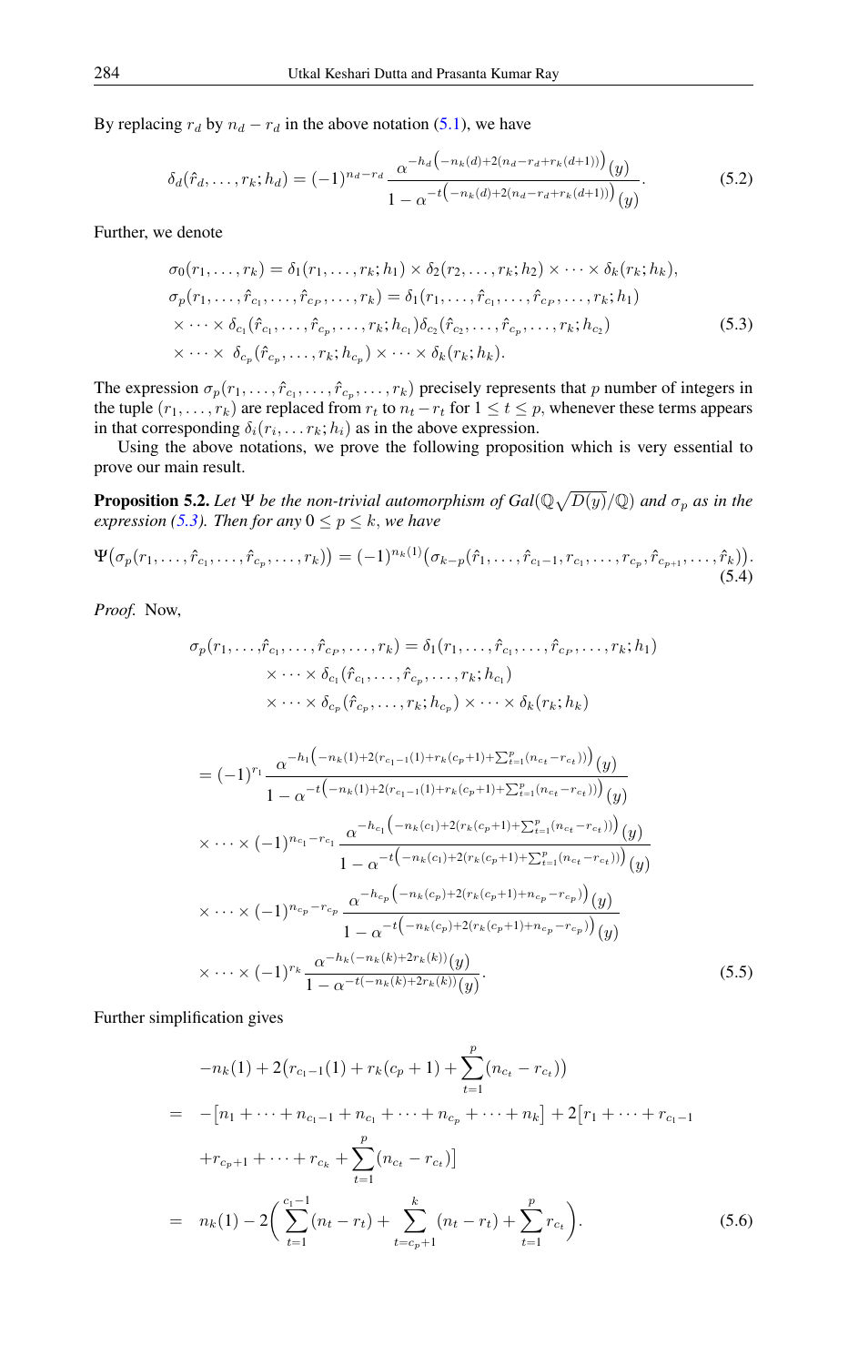By replacing $r_d$ by $n_d - r_d$ in the above notation (5.1), we have

$$\delta_d(\hat{r}_d, \ldots, r_k; h_d) = (-1)^{n_d - r_d} \frac{\alpha^{-h_d\left(-n_k(d)+2(n_d - r_d + r_k(d+1))\right)}(y)}{1 - \alpha^{-t\left(-n_k(d)+2(n_d - r_d + r_k(d+1))\right)}(y)}. \tag{5.2}$$

Further, we denote

$$\begin{aligned}
&\sigma_0(r_1, \ldots, r_k) = \delta_1(r_1, \ldots, r_k; h_1) \times \delta_2(r_2, \ldots, r_k; h_2) \times \cdots \times \delta_k(r_k; h_k), \\
&\sigma_p(r_1, \ldots, \hat{r}_{c_1}, \ldots, \hat{r}_{c_p}, \ldots, r_k) = \delta_1(r_1, \ldots, \hat{r}_{c_1}, \ldots, \hat{r}_{c_P}, \ldots, r_k; h_1) \\
&\times \cdots \times \delta_{c_1}(\hat{r}_{c_1}, \ldots, \hat{r}_{c_p}, \ldots, r_k; h_{c_1}) \delta_{c_2}(\hat{r}_{c_2}, \ldots, \hat{r}_{c_p}, \ldots, r_k; h_{c_2}) \\
&\times \cdots \times \ \delta_{c_p}(\hat{r}_{c_p}, \ldots, r_k; h_{c_p}) \times \cdots \times \delta_k(r_k; h_k).
\end{aligned} \tag{5.3}$$

The expression $\sigma_p(r_1, \ldots, \hat{r}_{c_1}, \ldots, \hat{r}_{c_p}, \ldots, r_k)$ precisely represents that $p$ number of integers in the tuple $(r_1, \ldots, r_k)$ are replaced from $r_t$ to $n_t - r_t$ for $1 \leq t \leq p$, whenever these terms appears in that corresponding $\delta_i(r_i, \ldots r_k; h_i)$ as in the above expression.

Using the above notations, we prove the following proposition which is very essential to prove our main result.

**Proposition 5.2.** *Let $\Psi$ be the non-trivial automorphism of $Gal(\mathbb{Q}\sqrt{D(y)}/\mathbb{Q})$ and $\sigma_p$ as in the expression (5.3). Then for any $0 \leq p \leq k$, we have*

$$\Psi\big(\sigma_p(r_1, \ldots, \hat{r}_{c_1}, \ldots, \hat{r}_{c_p}, \ldots, r_k)\big) = (-1)^{n_k(1)}\big(\sigma_{k-p}(\hat{r}_1, \ldots, \hat{r}_{c_1 - 1}, r_{c_1}, \ldots, r_{c_p}, \hat{r}_{c_{p+1}}, \ldots, \hat{r}_k)\big). \tag{5.4}$$

*Proof.* Now,

$$\begin{aligned}
\sigma_p(r_1, \ldots, \hat{r}_{c_1}, \ldots, \hat{r}_{c_P}, \ldots, r_k) &= \delta_1(r_1, \ldots, \hat{r}_{c_1}, \ldots, \hat{r}_{c_P}, \ldots, r_k; h_1) \\
&\times \cdots \times \delta_{c_1}(\hat{r}_{c_1}, \ldots, \hat{r}_{c_p}, \ldots, r_k; h_{c_1}) \\
&\times \cdots \times \delta_{c_p}(\hat{r}_{c_p}, \ldots, r_k; h_{c_p}) \times \cdots \times \delta_k(r_k; h_k)
\end{aligned}$$

$$\begin{aligned}
&= (-1)^{r_1} \frac{\alpha^{-h_1\left(-n_k(1)+2(r_{c_1-1}(1)+r_k(c_p+1)+\sum_{t=1}^{p}(n_{c_t}-r_{c_t}))\right)}(y)}{1 - \alpha^{-t\left(-n_k(1)+2(r_{c_1-1}(1)+r_k(c_p+1)+\sum_{t=1}^{p}(n_{c_t}-r_{c_t}))\right)}(y)} \\
&\times \cdots \times (-1)^{n_{c_1}-r_{c_1}} \frac{\alpha^{-h_{c_1}\left(-n_k(c_1)+2(r_k(c_p+1)+\sum_{t=1}^{p}(n_{c_t}-r_{c_t}))\right)}(y)}{1 - \alpha^{-t\left(-n_k(c_1)+2(r_k(c_p+1)+\sum_{t=1}^{p}(n_{c_t}-r_{c_t}))\right)}(y)} \\
&\times \cdots \times (-1)^{n_{c_p}-r_{c_p}} \frac{\alpha^{-h_{c_p}\left(-n_k(c_p)+2(r_k(c_p+1)+n_{c_p}-r_{c_p})\right)}(y)}{1 - \alpha^{-t\left(-n_k(c_p)+2(r_k(c_p+1)+n_{c_p}-r_{c_p})\right)}(y)} \\
&\times \cdots \times (-1)^{r_k} \frac{\alpha^{-h_k(-n_k(k)+2r_k(k))}(y)}{1 - \alpha^{-t(-n_k(k)+2r_k(k))}(y)}.
\end{aligned} \tag{5.5}$$

Further simplification gives

$$\begin{aligned}
&-n_k(1) + 2\big(r_{c_1-1}(1) + r_k(c_p+1) + \sum_{t=1}^{p}(n_{c_t} - r_{c_t})\big) \\
= \;& -\big[n_1 + \cdots + n_{c_1-1} + n_{c_1} + \cdots + n_{c_p} + \cdots + n_k\big] + 2\big[r_1 + \cdots + r_{c_1-1} \\
& + r_{c_p+1} + \cdots + r_{c_k} + \sum_{t=1}^{p}(n_{c_t} - r_{c_t})\big] \\
= \;& n_k(1) - 2\bigg(\sum_{t=1}^{c_1-1}(n_t - r_t) + \sum_{t=c_p+1}^{k}(n_t - r_t) + \sum_{t=1}^{p} r_{c_t}\bigg).
\end{aligned} \tag{5.6}$$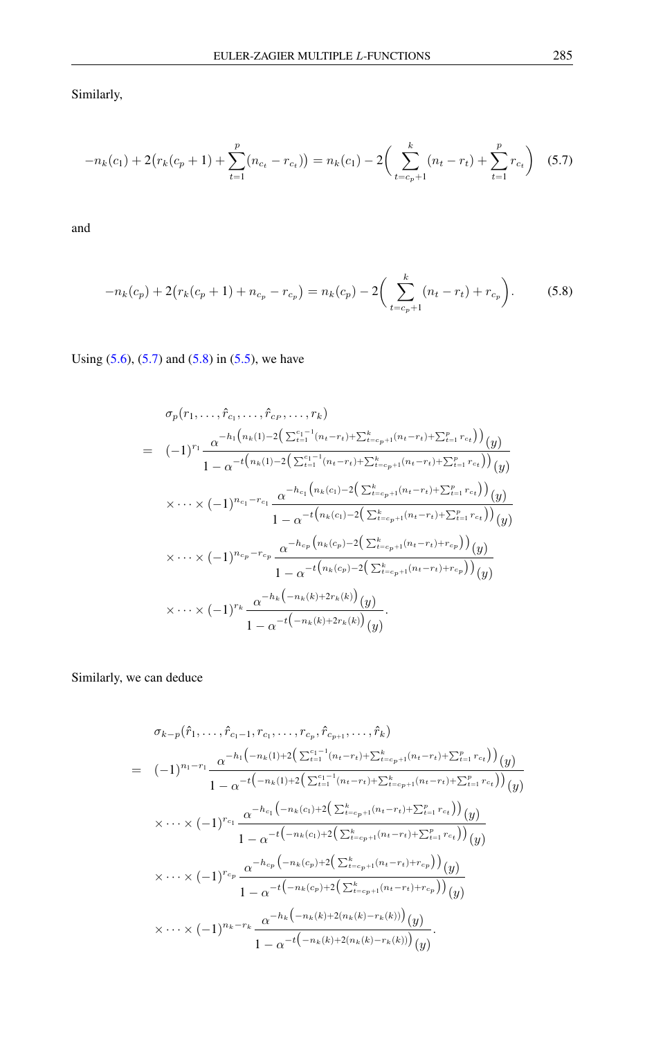Similarly,

$$-n_k(c_1) + 2\big(r_k(c_p+1) + \sum_{t=1}^{p}(n_{c_t} - r_{c_t})\big) = n_k(c_1) - 2\Big(\sum_{t=c_p+1}^{k}(n_t - r_t) + \sum_{t=1}^{p} r_{c_t}\Big) \quad (5.7)$$

and

$$-n_k(c_p) + 2\big(r_k(c_p+1) + n_{c_p} - r_{c_p}\big) = n_k(c_p) - 2\Big(\sum_{t=c_p+1}^{k}(n_t - r_t) + r_{c_p}\Big). \quad (5.8)$$

Using (5.6), (5.7) and (5.8) in (5.5), we have

$$\begin{aligned}
&\sigma_p(r_1, \ldots, \hat{r}_{c_1}, \ldots, \hat{r}_{c_P}, \ldots, r_k) \\
= \quad & (-1)^{r_1} \frac{\alpha^{-h_1\left(n_k(1) - 2\left(\sum_{t=1}^{c_1-1}(n_t - r_t) + \sum_{t=c_p+1}^{k}(n_t-r_t) + \sum_{t=1}^{p} r_{c_t}\right)\right)}(y)}{1 - \alpha^{-t\left(n_k(1) - 2\left(\sum_{t=1}^{c_1-1}(n_t - r_t) + \sum_{t=c_p+1}^{k}(n_t-r_t) + \sum_{t=1}^{p} r_{c_t}\right)\right)}(y)} \\
& \times \cdots \times (-1)^{n_{c_1} - r_{c_1}} \frac{\alpha^{-h_{c_1}\left(n_k(c_1) - 2\left(\sum_{t=c_p+1}^{k}(n_t-r_t) + \sum_{t=1}^{p} r_{c_t}\right)\right)}(y)}{1 - \alpha^{-t\left(n_k(c_1) - 2\left(\sum_{t=c_p+1}^{k}(n_t-r_t) + \sum_{t=1}^{p} r_{c_t}\right)\right)}(y)} \\
& \times \cdots \times (-1)^{n_{c_p} - r_{c_p}} \frac{\alpha^{-h_{c_p}\left(n_k(c_p) - 2\left(\sum_{t=c_p+1}^{k}(n_t-r_t) + r_{c_p}\right)\right)}(y)}{1 - \alpha^{-t\left(n_k(c_p) - 2\left(\sum_{t=c_p+1}^{k}(n_t-r_t) + r_{c_p}\right)\right)}(y)} \\
& \times \cdots \times (-1)^{r_k} \frac{\alpha^{-h_k\left(-n_k(k) + 2r_k(k)\right)}(y)}{1 - \alpha^{-t\left(-n_k(k) + 2r_k(k)\right)}(y)}.
\end{aligned}$$

Similarly, we can deduce

$$\begin{aligned}
&\sigma_{k-p}(\hat{r}_1, \ldots, \hat{r}_{c_1-1}, r_{c_1}, \ldots, r_{c_p}, \hat{r}_{c_p+1}, \ldots, \hat{r}_k) \\
= \quad & (-1)^{n_1 - r_1} \frac{\alpha^{-h_1\left(-n_k(1) + 2\left(\sum_{t=1}^{c_1-1}(n_t - r_t) + \sum_{t=c_p+1}^{k}(n_t-r_t) + \sum_{t=1}^{p} r_{c_t}\right)\right)}(y)}{1 - \alpha^{-t\left(-n_k(1) + 2\left(\sum_{t=1}^{c_1-1}(n_t - r_t) + \sum_{t=c_p+1}^{k}(n_t-r_t) + \sum_{t=1}^{p} r_{c_t}\right)\right)}(y)} \\
& \times \cdots \times (-1)^{r_{c_1}} \frac{\alpha^{-h_{c_1}\left(-n_k(c_1) + 2\left(\sum_{t=c_p+1}^{k}(n_t-r_t) + \sum_{t=1}^{p} r_{c_t}\right)\right)}(y)}{1 - \alpha^{-t\left(-n_k(c_1) + 2\left(\sum_{t=c_p+1}^{k}(n_t-r_t) + \sum_{t=1}^{p} r_{c_t}\right)\right)}(y)} \\
& \times \cdots \times (-1)^{r_{c_p}} \frac{\alpha^{-h_{c_p}\left(-n_k(c_p) + 2\left(\sum_{t=c_p+1}^{k}(n_t-r_t) + r_{c_p}\right)\right)}(y)}{1 - \alpha^{-t\left(-n_k(c_p) + 2\left(\sum_{t=c_p+1}^{k}(n_t-r_t) + r_{c_p}\right)\right)}(y)} \\
& \times \cdots \times (-1)^{n_k - r_k} \frac{\alpha^{-h_k\left(-n_k(k) + 2(n_k(k) - r_k(k))\right)}(y)}{1 - \alpha^{-t\left(-n_k(k) + 2(n_k(k) - r_k(k))\right)}(y)}.
\end{aligned}$$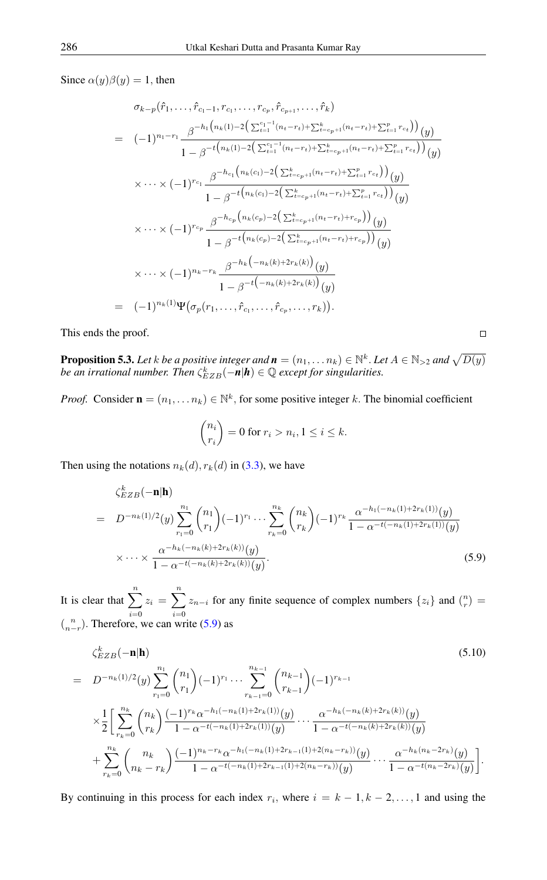Since $\alpha(y)\beta(y) = 1$, then

$$
\begin{aligned}
& \sigma_{k-p}(\hat{r}_1, \ldots, \hat{r}_{c_1-1}, r_{c_1}, \ldots, r_{c_p}, \hat{r}_{c_{p+1}}, \ldots, \hat{r}_k) \\
= \ & (-1)^{n_1 - r_1} \frac{\beta^{-h_1\left(n_k(1) - 2\left(\sum_{t=1}^{c_1-1}(n_t - r_t) + \sum_{t=c_p+1}^{k}(n_t - r_t) + \sum_{t=1}^{p} r_{c_t}\right)\right)}(y)}{1 - \beta^{-t\left(n_k(1) - 2\left(\sum_{t=1}^{c_1-1}(n_t - r_t) + \sum_{t=c_p+1}^{k}(n_t - r_t) + \sum_{t=1}^{p} r_{c_t}\right)\right)}(y)} \\
& \times \cdots \times (-1)^{r_{c_1}} \frac{\beta^{-h_{c_1}\left(n_k(c_1) - 2\left(\sum_{t=c_p+1}^{k}(n_t - r_t) + \sum_{t=1}^{p} r_{c_t}\right)\right)}(y)}{1 - \beta^{-t\left(n_k(c_1) - 2\left(\sum_{t=c_p+1}^{k}(n_t - r_t) + \sum_{t=1}^{p} r_{c_t}\right)\right)}(y)} \\
& \times \cdots \times (-1)^{r_{c_p}} \frac{\beta^{-h_{c_p}\left(n_k(c_p) - 2\left(\sum_{t=c_p+1}^{k}(n_t - r_t) + r_{c_p}\right)\right)}(y)}{1 - \beta^{-t\left(n_k(c_p) - 2\left(\sum_{t=c_p+1}^{k}(n_t - r_t) + r_{c_p}\right)\right)}(y)} \\
& \times \cdots \times (-1)^{n_k - r_k} \frac{\beta^{-h_k\left(-n_k(k) + 2r_k(k)\right)}(y)}{1 - \beta^{-t\left(-n_k(k) + 2r_k(k)\right)}(y)} \\
= \ & (-1)^{n_k(1)} \Psi\big(\sigma_p(r_1, \ldots, \hat{r}_{c_1}, \ldots, \hat{r}_{c_p}, \ldots, r_k)\big).
\end{aligned}
$$

This ends the proof. ∎

**Proposition 5.3.** *Let $k$ be a positive integer and $\boldsymbol{n} = (n_1, \ldots n_k) \in \mathbb{N}^k$. Let $A \in \mathbb{N}_{>2}$ and $\sqrt{D(y)}$ be an irrational number. Then $\zeta_{EZB}^k(-\boldsymbol{n}|\boldsymbol{h}) \in \mathbb{Q}$ except for singularities.*

*Proof.* Consider $\mathbf{n} = (n_1, \ldots n_k) \in \mathbb{N}^k$, for some positive integer $k$. The binomial coefficient

$$
\binom{n_i}{r_i} = 0 \text{ for } r_i > n_i, 1 \leq i \leq k.
$$

Then using the notations $n_k(d), r_k(d)$ in (3.3), we have

$$
\begin{aligned}
& \zeta_{EZB}^k(-\mathbf{n}|\mathbf{h}) \\
= \ & D^{-n_k(1)/2}(y) \sum_{r_1=0}^{n_1} \binom{n_1}{r_1} (-1)^{r_1} \cdots \sum_{r_k=0}^{n_k} \binom{n_k}{r_k} (-1)^{r_k} \frac{\alpha^{-h_1(-n_k(1) + 2r_k(1))}(y)}{1 - \alpha^{-t(-n_k(1) + 2r_k(1))}(y)} \\
& \times \cdots \times \frac{\alpha^{-h_k(-n_k(k) + 2r_k(k))}(y)}{1 - \alpha^{-t(-n_k(k) + 2r_k(k))}(y)}.
\end{aligned} \tag{5.9}
$$

It is clear that $\sum_{i=0}^{n} z_i = \sum_{i=0}^{n} z_{n-i}$ for any finite sequence of complex numbers $\{z_i\}$ and $\binom{n}{r} = \binom{n}{n-r}$. Therefore, we can write (5.9) as

$$
\begin{aligned}
& \zeta_{EZB}^k(-\mathbf{n}|\mathbf{h}) \\
= \ & D^{-n_k(1)/2}(y) \sum_{r_1=0}^{n_1} \binom{n_1}{r_1} (-1)^{r_1} \cdots \sum_{r_{k-1}=0}^{n_{k-1}} \binom{n_{k-1}}{r_{k-1}} (-1)^{r_{k-1}} \\
& \times \frac{1}{2} \Bigg[ \sum_{r_k=0}^{n_k} \binom{n_k}{r_k} \frac{(-1)^{r_k} \alpha^{-h_1(-n_k(1) + 2r_k(1))}(y)}{1 - \alpha^{-t(-n_k(1) + 2r_k(1))}(y)} \cdots \frac{\alpha^{-h_k(-n_k(k) + 2r_k(k))}(y)}{1 - \alpha^{-t(-n_k(k) + 2r_k(k))}(y)} \\
& + \sum_{r_k=0}^{n_k} \binom{n_k}{n_k - r_k} \frac{(-1)^{n_k - r_k} \alpha^{-h_1(-n_k(1) + 2r_{k-1}(1) + 2(n_k - r_k))}(y)}{1 - \alpha^{-t(-n_k(1) + 2r_{k-1}(1) + 2(n_k - r_k))}(y)} \cdots \frac{\alpha^{-h_k(n_k - 2r_k)}(y)}{1 - \alpha^{-t(n_k - 2r_k)}(y)} \Bigg].
\end{aligned} \tag{5.10}
$$

By continuing in this process for each index $r_i$, where $i = k-1, k-2, \ldots, 1$ and using the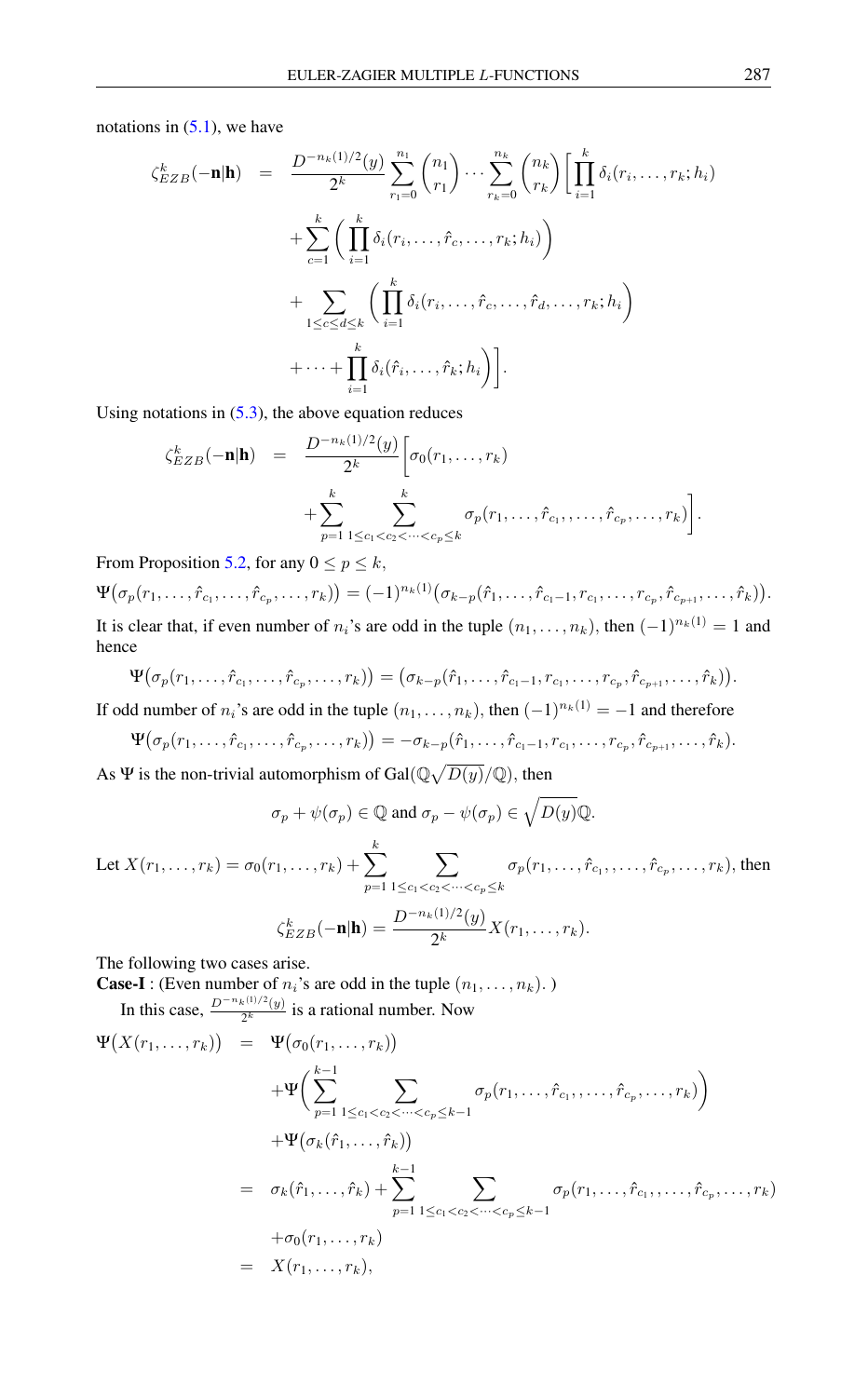notations in (5.1), we have

$$
\begin{aligned}
\zeta_{EZB}^{k}(-\mathbf{n}|\mathbf{h}) &= \frac{D^{-n_k(1)/2}(y)}{2^k} \sum_{r_1=0}^{n_1} \binom{n_1}{r_1} \cdots \sum_{r_k=0}^{n_k} \binom{n_k}{r_k} \Bigg[ \prod_{i=1}^{k} \delta_i(r_i, \ldots, r_k; h_i) \\
&\quad + \sum_{c=1}^{k} \Bigg( \prod_{i=1}^{k} \delta_i(r_i, \ldots, \hat{r}_c, \ldots, r_k; h_i) \Bigg) \\
&\quad + \sum_{1 \le c \le d \le k} \Bigg( \prod_{i=1}^{k} \delta_i(r_i, \ldots, \hat{r}_c, \ldots, \hat{r}_d, \ldots, r_k; h_i \Bigg) \\
&\quad + \cdots + \prod_{i=1}^{k} \delta_i(\hat{r}_i, \ldots, \hat{r}_k; h_i) \Bigg) \Bigg].
\end{aligned}
$$

Using notations in (5.3), the above equation reduces

$$
\begin{aligned}
\zeta_{EZB}^{k}(-\mathbf{n}|\mathbf{h}) &= \frac{D^{-n_k(1)/2}(y)}{2^k} \Bigg[ \sigma_0(r_1, \ldots, r_k) \\
&\quad + \sum_{p=1}^{k} \sum_{1 \le c_1 < c_2 < \cdots < c_p \le k}^{k} \sigma_p(r_1, \ldots, \hat{r}_{c_1}, \ldots, \hat{r}_{c_p}, \ldots, r_k) \Bigg].
\end{aligned}
$$

From Proposition 5.2, for any $0 \le p \le k$,

$$\Psi\big(\sigma_p(r_1, \ldots, \hat{r}_{c_1}, \ldots, \hat{r}_{c_p}, \ldots, r_k)\big) = (-1)^{n_k(1)}\big(\sigma_{k-p}(\hat{r}_1, \ldots, \hat{r}_{c_1-1}, r_{c_1}, \ldots, r_{c_p}, \hat{r}_{c_{p+1}}, \ldots, \hat{r}_k)\big).$$

It is clear that, if even number of $n_i$'s are odd in the tuple $(n_1, \ldots, n_k)$, then $(-1)^{n_k(1)} = 1$ and hence

$$\Psi\big(\sigma_p(r_1, \ldots, \hat{r}_{c_1}, \ldots, \hat{r}_{c_p}, \ldots, r_k)\big) = \big(\sigma_{k-p}(\hat{r}_1, \ldots, \hat{r}_{c_1-1}, r_{c_1}, \ldots, r_{c_p}, \hat{r}_{c_{p+1}}, \ldots, \hat{r}_k)\big).$$

If odd number of $n_i$'s are odd in the tuple $(n_1, \ldots, n_k)$, then $(-1)^{n_k(1)} = -1$ and therefore

$$\Psi\big(\sigma_p(r_1, \ldots, \hat{r}_{c_1}, \ldots, \hat{r}_{c_p}, \ldots, r_k)\big) = -\sigma_{k-p}(\hat{r}_1, \ldots, \hat{r}_{c_1-1}, r_{c_1}, \ldots, r_{c_p}, \hat{r}_{c_{p+1}}, \ldots, \hat{r}_k).$$

As $\Psi$ is the non-trivial automorphism of $\mathrm{Gal}(\mathbb{Q}\sqrt{D(y)}/\mathbb{Q})$, then

$$\sigma_p + \psi(\sigma_p) \in \mathbb{Q} \text{ and } \sigma_p - \psi(\sigma_p) \in \sqrt{D(y)}\mathbb{Q}.$$

Let $X(r_1, \ldots, r_k) = \sigma_0(r_1, \ldots, r_k) + \sum_{p=1}^{k} \sum_{1 \le c_1 < c_2 < \cdots < c_p \le k} \sigma_p(r_1, \ldots, \hat{r}_{c_1}, \ldots, \hat{r}_{c_p}, \ldots, r_k)$, then

$$\zeta_{EZB}^{k}(-\mathbf{n}|\mathbf{h}) = \frac{D^{-n_k(1)/2}(y)}{2^k} X(r_1, \ldots, r_k).$$

The following two cases arise.

**Case-I** : (Even number of $n_i$'s are odd in the tuple $(n_1, \ldots, n_k)$. )

In this case, $\frac{D^{-n_k(1)/2}(y)}{2^k}$ is a rational number. Now

$$
\begin{aligned}
\Psi\big(X(r_1, \ldots, r_k)\big) &= \Psi\big(\sigma_0(r_1, \ldots, r_k)\big) \\
&\quad + \Psi\Bigg( \sum_{p=1}^{k-1} \sum_{1 \le c_1 < c_2 < \cdots < c_p \le k-1} \sigma_p(r_1, \ldots, \hat{r}_{c_1}, \ldots, \hat{r}_{c_p}, \ldots, r_k) \Bigg) \\
&\quad + \Psi\big(\sigma_k(\hat{r}_1, \ldots, \hat{r}_k)\big) \\
&= \sigma_k(\hat{r}_1, \ldots, \hat{r}_k) + \sum_{p=1}^{k-1} \sum_{1 \le c_1 < c_2 < \cdots < c_p \le k-1} \sigma_p(r_1, \ldots, \hat{r}_{c_1}, \ldots, \hat{r}_{c_p}, \ldots, r_k) \\
&\quad + \sigma_0(r_1, \ldots, r_k) \\
&= X(r_1, \ldots, r_k),
\end{aligned}
$$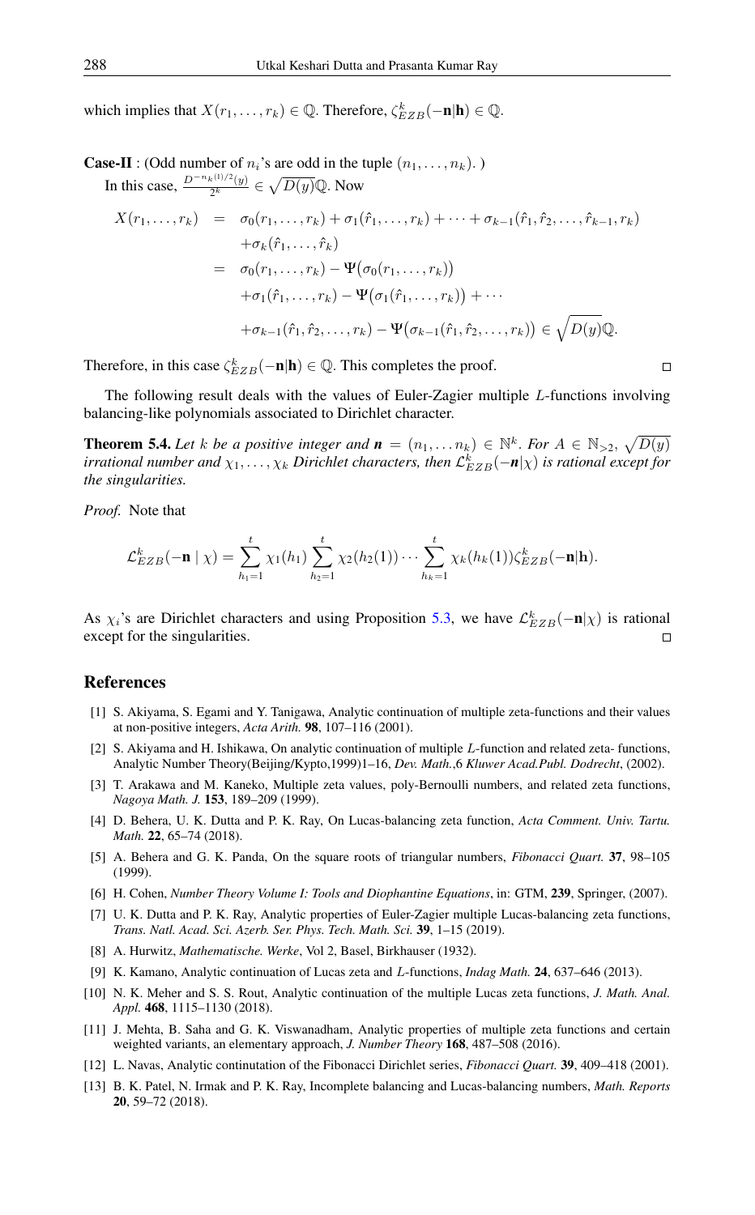which implies that $X(r_1,\ldots,r_k)\in\mathbb{Q}$. Therefore, $\zeta^k_{EZB}(-\mathbf{n}|\mathbf{h})\in\mathbb{Q}$.

**Case-II** : (Odd number of $n_i$'s are odd in the tuple $(n_1,\ldots,n_k)$. )

In this case, $\frac{D^{-n_k(1)/2}(y)}{2^k}\in\sqrt{D(y)}\mathbb{Q}$. Now

$$
\begin{aligned}
X(r_1,\ldots,r_k) &= \sigma_0(r_1,\ldots,r_k)+\sigma_1(\hat{r}_1,\ldots,r_k)+\cdots+\sigma_{k-1}(\hat{r}_1,\hat{r}_2,\ldots,\hat{r}_{k-1},r_k)\\
&\quad+\sigma_k(\hat{r}_1,\ldots,\hat{r}_k)\\
&= \sigma_0(r_1,\ldots,r_k)-\Psi\big(\sigma_0(r_1,\ldots,r_k)\big)\\
&\quad+\sigma_1(\hat{r}_1,\ldots,r_k)-\Psi\big(\sigma_1(\hat{r}_1,\ldots,r_k)\big)+\cdots\\
&\quad+\sigma_{k-1}(\hat{r}_1,\hat{r}_2,\ldots,r_k)-\Psi\big(\sigma_{k-1}(\hat{r}_1,\hat{r}_2,\ldots,r_k)\big)\in\sqrt{D(y)}\mathbb{Q}.
\end{aligned}
$$

Therefore, in this case $\zeta^k_{EZB}(-\mathbf{n}|\mathbf{h})\in\mathbb{Q}$. This completes the proof. □

The following result deals with the values of Euler-Zagier multiple $L$-functions involving balancing-like polynomials associated to Dirichlet character.

**Theorem 5.4.** *Let $k$ be a positive integer and $\boldsymbol{n}=(n_1,\ldots n_k)\in\mathbb{N}^k$. For $A\in\mathbb{N}_{>2}$, $\sqrt{D(y)}$ irrational number and $\chi_1,\ldots,\chi_k$ Dirichlet characters, then $\mathcal{L}^k_{EZB}(-\boldsymbol{n}|\chi)$ is rational except for the singularities.*

*Proof.* Note that

$$
\mathcal{L}^k_{EZB}(-\mathbf{n}\mid\chi)=\sum_{h_1=1}^{t}\chi_1(h_1)\sum_{h_2=1}^{t}\chi_2(h_2(1))\cdots\sum_{h_k=1}^{t}\chi_k(h_k(1))\zeta^k_{EZB}(-\mathbf{n}|\mathbf{h}).
$$

As $\chi_i$'s are Dirichlet characters and using Proposition 5.3, we have $\mathcal{L}^k_{EZB}(-\mathbf{n}|\chi)$ is rational except for the singularities. □

## References

[1] S. Akiyama, S. Egami and Y. Tanigawa, Analytic continuation of multiple zeta-functions and their values at non-positive integers, *Acta Arith.* **98**, 107–116 (2001).

[2] S. Akiyama and H. Ishikawa, On analytic continuation of multiple $L$-function and related zeta- functions, Analytic Number Theory(Beijing/Kypto,1999)1–16, *Dev. Math.*,6 *Kluwer Acad.Publ. Dodrecht*, (2002).

[3] T. Arakawa and M. Kaneko, Multiple zeta values, poly-Bernoulli numbers, and related zeta functions, *Nagoya Math. J.* **153**, 189–209 (1999).

[4] D. Behera, U. K. Dutta and P. K. Ray, On Lucas-balancing zeta function, *Acta Comment. Univ. Tartu. Math.* **22**, 65–74 (2018).

[5] A. Behera and G. K. Panda, On the square roots of triangular numbers, *Fibonacci Quart.* **37**, 98–105 (1999).

[6] H. Cohen, *Number Theory Volume I: Tools and Diophantine Equations*, in: GTM, **239**, Springer, (2007).

[7] U. K. Dutta and P. K. Ray, Analytic properties of Euler-Zagier multiple Lucas-balancing zeta functions, *Trans. Natl. Acad. Sci. Azerb. Ser. Phys. Tech. Math. Sci.* **39**, 1–15 (2019).

[8] A. Hurwitz, *Mathematische. Werke*, Vol 2, Basel, Birkhauser (1932).

[9] K. Kamano, Analytic continuation of Lucas zeta and $L$-functions, *Indag Math.* **24**, 637–646 (2013).

[10] N. K. Meher and S. S. Rout, Analytic continuation of the multiple Lucas zeta functions, *J. Math. Anal. Appl.* **468**, 1115–1130 (2018).

[11] J. Mehta, B. Saha and G. K. Viswanadham, Analytic properties of multiple zeta functions and certain weighted variants, an elementary approach, *J. Number Theory* **168**, 487–508 (2016).

[12] L. Navas, Analytic contінutation of the Fibonacci Dirichlet series, *Fibonacci Quart.* **39**, 409–418 (2001).

[13] B. K. Patel, N. Irmak and P. K. Ray, Incomplete balancing and Lucas-balancing numbers, *Math. Reports* **20**, 59–72 (2018).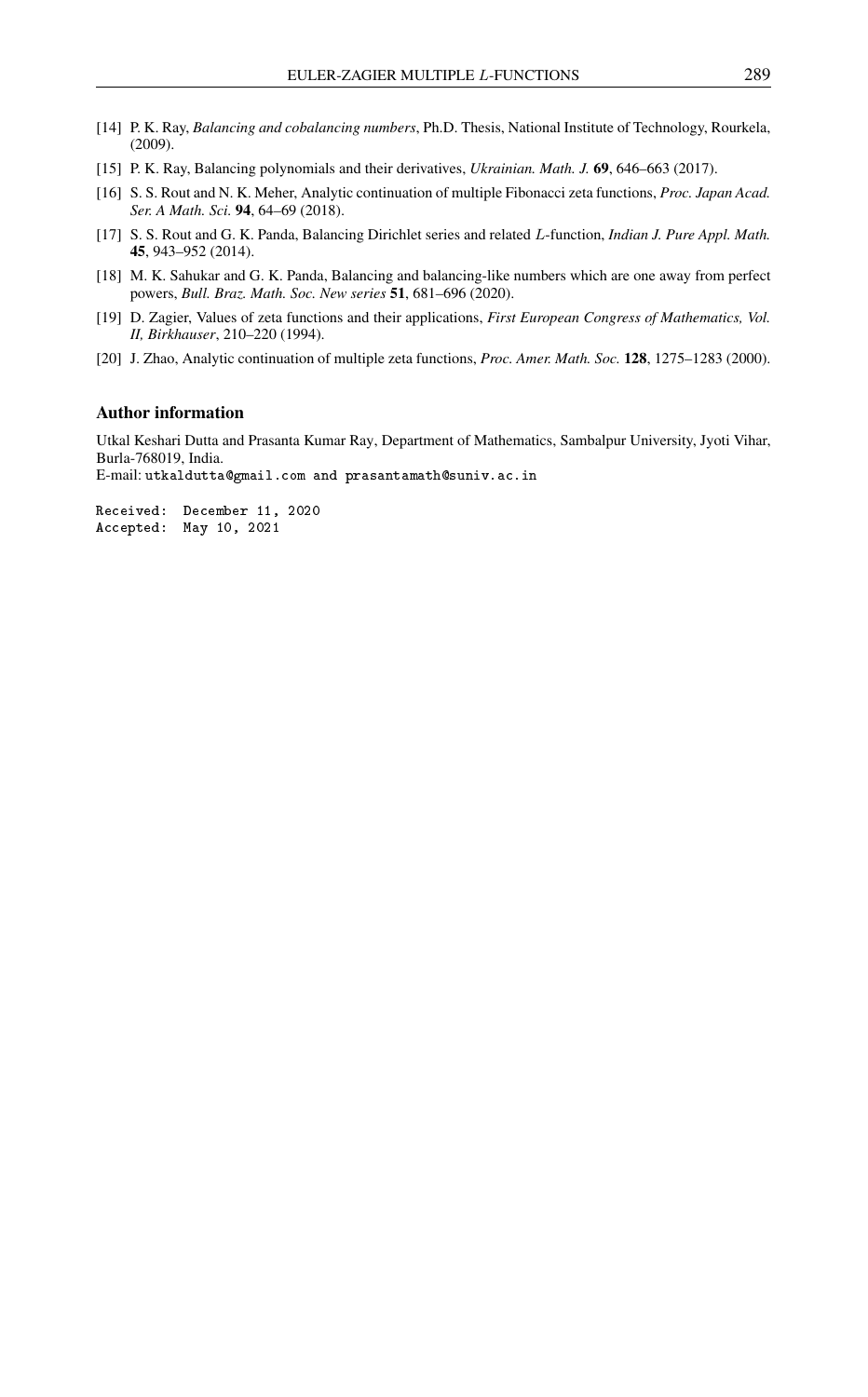[14] P. K. Ray, *Balancing and cobalancing numbers*, Ph.D. Thesis, National Institute of Technology, Rourkela, (2009).

[15] P. K. Ray, Balancing polynomials and their derivatives, *Ukrainian. Math. J.* **69**, 646–663 (2017).

[16] S. S. Rout and N. K. Meher, Analytic continuation of multiple Fibonacci zeta functions, *Proc. Japan Acad. Ser. A Math. Sci.* **94**, 64–69 (2018).

[17] S. S. Rout and G. K. Panda, Balancing Dirichlet series and related $L$-function, *Indian J. Pure Appl. Math.* **45**, 943–952 (2014).

[18] M. K. Sahukar and G. K. Panda, Balancing and balancing-like numbers which are one away from perfect powers, *Bull. Braz. Math. Soc. New series* **51**, 681–696 (2020).

[19] D. Zagier, Values of zeta functions and their applications, *First European Congress of Mathematics, Vol. II, Birkhauser*, 210–220 (1994).

[20] J. Zhao, Analytic continuation of multiple zeta functions, *Proc. Amer. Math. Soc.* **128**, 1275–1283 (2000).

## Author information

Utkal Keshari Dutta and Prasanta Kumar Ray, Department of Mathematics, Sambalpur University, Jyoti Vihar, Burla-768019, India.
E-mail: utkaldutta@gmail.com and prasantamath@suniv.ac.in

Received: December 11, 2020
Accepted: May 10, 2021